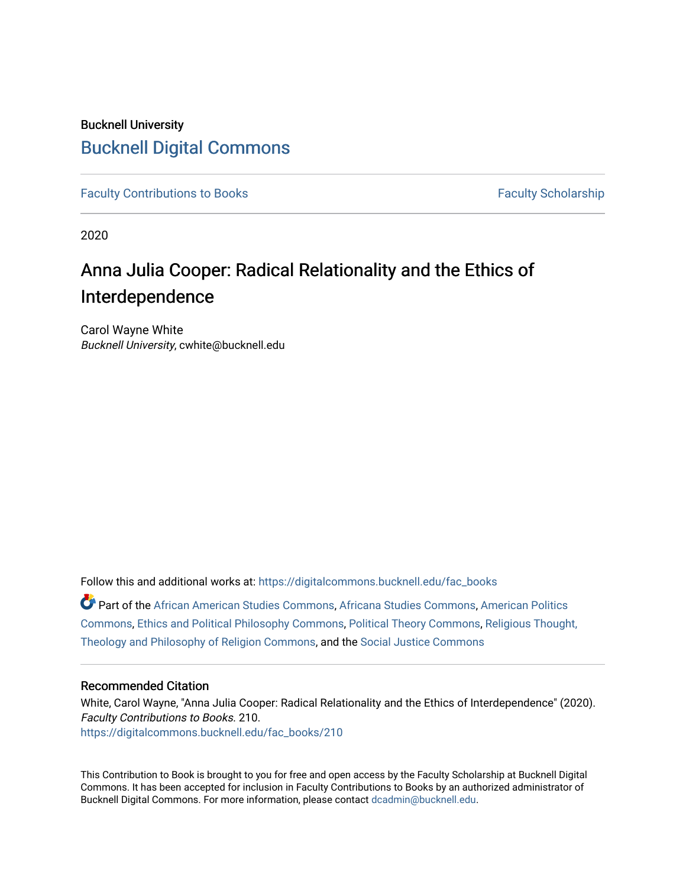Bucknell University

# Bucknell Digital Commons

Faculty Contributions to Books

Faculty Scholarship

2020

## Anna Julia Cooper: Radical Relationality and the Ethics of Interdependence

Carol Wayne White
*Bucknell University*, cwhite@bucknell.edu

Follow this and additional works at: https://digitalcommons.bucknell.edu/fac_books

Part of the African American Studies Commons, Africana Studies Commons, American Politics Commons, Ethics and Political Philosophy Commons, Political Theory Commons, Religious Thought, Theology and Philosophy of Religion Commons, and the Social Justice Commons

### Recommended Citation

White, Carol Wayne, "Anna Julia Cooper: Radical Relationality and the Ethics of Interdependence" (2020). *Faculty Contributions to Books*. 210.
https://digitalcommons.bucknell.edu/fac_books/210

This Contribution to Book is brought to you for free and open access by the Faculty Scholarship at Bucknell Digital Commons. It has been accepted for inclusion in Faculty Contributions to Books by an authorized administrator of Bucknell Digital Commons. For more information, please contact dcadmin@bucknell.edu.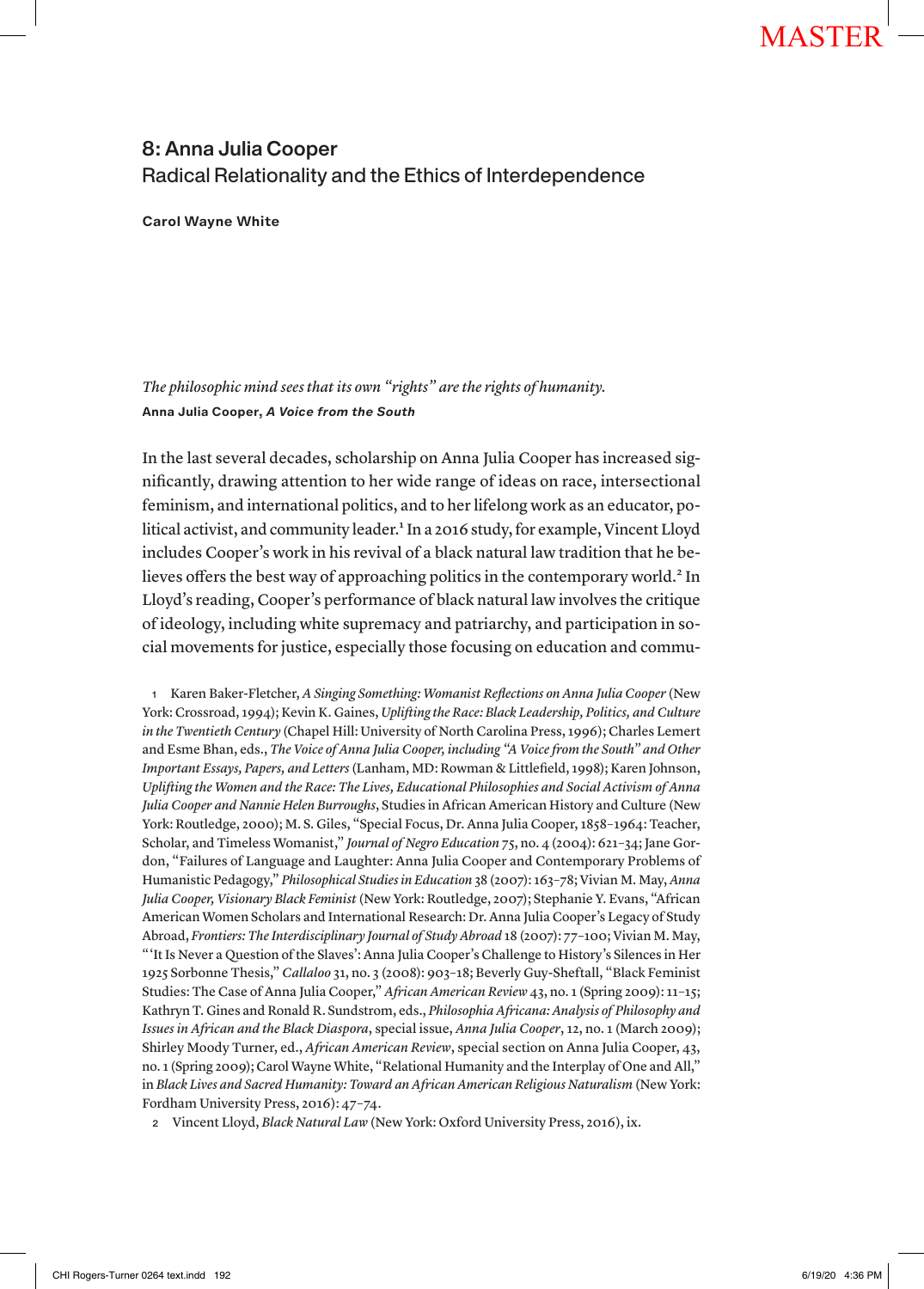# 8: Anna Julia Cooper

## Radical Relationality and the Ethics of Interdependence

**Carol Wayne White**

*The philosophic mind sees that its own "rights" are the rights of humanity.*
**Anna Julia Cooper, *A Voice from the South***

In the last several decades, scholarship on Anna Julia Cooper has increased significantly, drawing attention to her wide range of ideas on race, intersectional feminism, and international politics, and to her lifelong work as an educator, political activist, and community leader.[1] In a 2016 study, for example, Vincent Lloyd includes Cooper's work in his revival of a black natural law tradition that he believes offers the best way of approaching politics in the contemporary world.[2] In Lloyd's reading, Cooper's performance of black natural law involves the critique of ideology, including white supremacy and patriarchy, and participation in social movements for justice, especially those focusing on education and commu-

1 Karen Baker-Fletcher, *A Singing Something: Womanist Reflections on Anna Julia Cooper* (New York: Crossroad, 1994); Kevin K. Gaines, *Uplifting the Race: Black Leadership, Politics, and Culture in the Twentieth Century* (Chapel Hill: University of North Carolina Press, 1996); Charles Lemert and Esme Bhan, eds., *The Voice of Anna Julia Cooper, including "A Voice from the South" and Other Important Essays, Papers, and Letters* (Lanham, MD: Rowman & Littlefield, 1998); Karen Johnson, *Uplifting the Women and the Race: The Lives, Educational Philosophies and Social Activism of Anna Julia Cooper and Nannie Helen Burroughs*, Studies in African American History and Culture (New York: Routledge, 2000); M. S. Giles, "Special Focus, Dr. Anna Julia Cooper, 1858–1964: Teacher, Scholar, and Timeless Womanist," *Journal of Negro Education* 75, no. 4 (2004): 621–34; Jane Gordon, "Failures of Language and Laughter: Anna Julia Cooper and Contemporary Problems of Humanistic Pedagogy," *Philosophical Studies in Education* 38 (2007): 163–78; Vivian M. May, *Anna Julia Cooper, Visionary Black Feminist* (New York: Routledge, 2007); Stephanie Y. Evans, "African American Women Scholars and International Research: Dr. Anna Julia Cooper's Legacy of Study Abroad, *Frontiers: The Interdisciplinary Journal of Study Abroad* 18 (2007): 77–100; Vivian M. May, "'It Is Never a Question of the Slaves': Anna Julia Cooper's Challenge to History's Silences in Her 1925 Sorbonne Thesis," *Callaloo* 31, no. 3 (2008): 903–18; Beverly Guy-Sheftall, "Black Feminist Studies: The Case of Anna Julia Cooper," *African American Review* 43, no. 1 (Spring 2009): 11–15; Kathryn T. Gines and Ronald R. Sundstrom, eds., *Philosophia Africana: Analysis of Philosophy and Issues in African and the Black Diaspora*, special issue, *Anna Julia Cooper*, 12, no. 1 (March 2009); Shirley Moody Turner, ed., *African American Review*, special section on Anna Julia Cooper, 43, no. 1 (Spring 2009); Carol Wayne White, "Relational Humanity and the Interplay of One and All," in *Black Lives and Sacred Humanity: Toward an African American Religious Naturalism* (New York: Fordham University Press, 2016): 47–74.

2 Vincent Lloyd, *Black Natural Law* (New York: Oxford University Press, 2016), ix.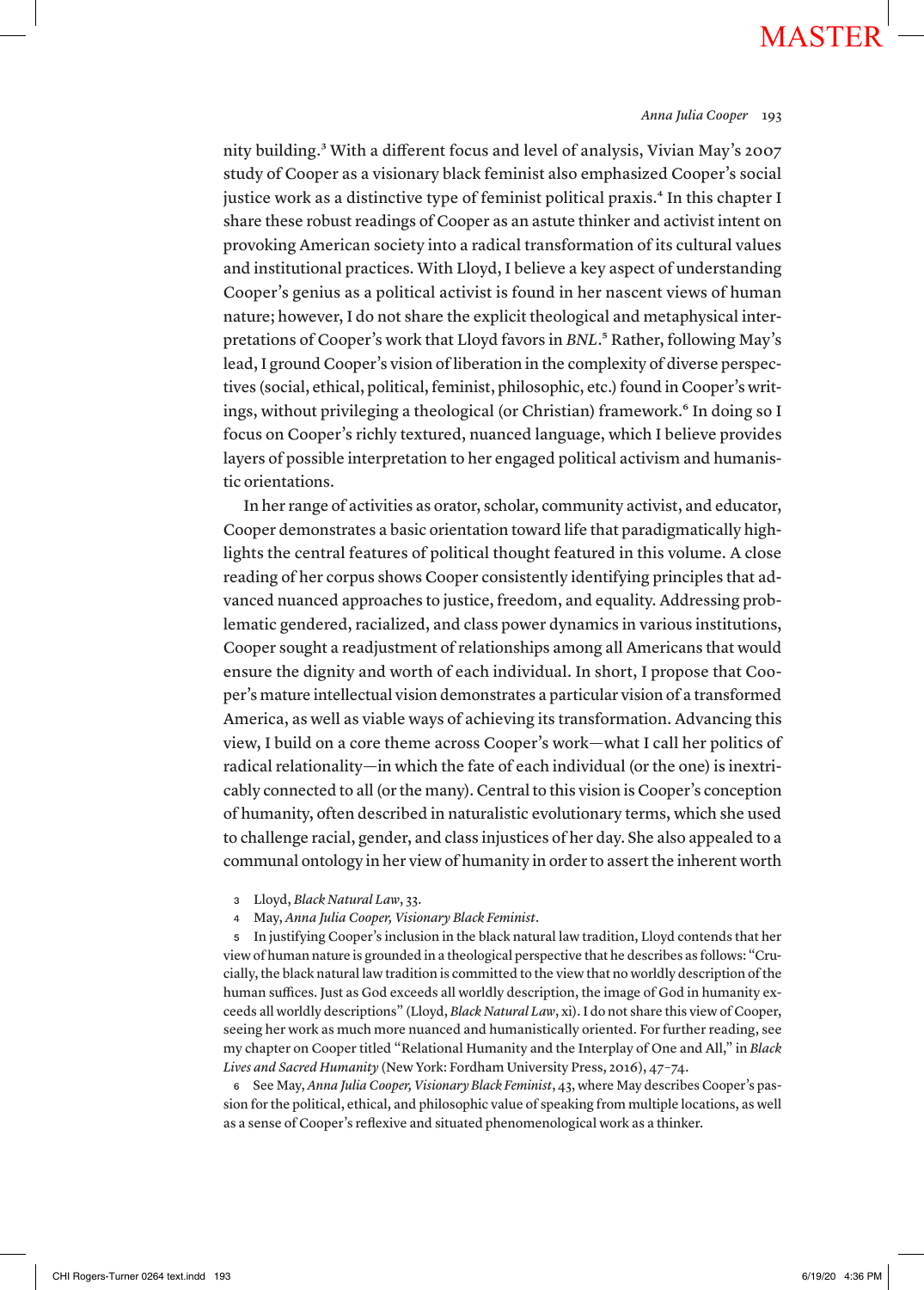nity building.[3] With a different focus and level of analysis, Vivian May's 2007 study of Cooper as a visionary black feminist also emphasized Cooper's social justice work as a distinctive type of feminist political praxis.[4] In this chapter I share these robust readings of Cooper as an astute thinker and activist intent on provoking American society into a radical transformation of its cultural values and institutional practices. With Lloyd, I believe a key aspect of understanding Cooper's genius as a political activist is found in her nascent views of human nature; however, I do not share the explicit theological and metaphysical interpretations of Cooper's work that Lloyd favors in *BNL*.[5] Rather, following May's lead, I ground Cooper's vision of liberation in the complexity of diverse perspectives (social, ethical, political, feminist, philosophic, etc.) found in Cooper's writings, without privileging a theological (or Christian) framework.[6] In doing so I focus on Cooper's richly textured, nuanced language, which I believe provides layers of possible interpretation to her engaged political activism and humanistic orientations.

In her range of activities as orator, scholar, community activist, and educator, Cooper demonstrates a basic orientation toward life that paradigmatically highlights the central features of political thought featured in this volume. A close reading of her corpus shows Cooper consistently identifying principles that advanced nuanced approaches to justice, freedom, and equality. Addressing problematic gendered, racialized, and class power dynamics in various institutions, Cooper sought a readjustment of relationships among all Americans that would ensure the dignity and worth of each individual. In short, I propose that Cooper's mature intellectual vision demonstrates a particular vision of a transformed America, as well as viable ways of achieving its transformation. Advancing this view, I build on a core theme across Cooper's work—what I call her politics of radical relationality—in which the fate of each individual (or the one) is inextricably connected to all (or the many). Central to this vision is Cooper's conception of humanity, often described in naturalistic evolutionary terms, which she used to challenge racial, gender, and class injustices of her day. She also appealed to a communal ontology in her view of humanity in order to assert the inherent worth

3 Lloyd, *Black Natural Law*, 33.

4 May, *Anna Julia Cooper, Visionary Black Feminist*.

5 In justifying Cooper's inclusion in the black natural law tradition, Lloyd contends that her view of human nature is grounded in a theological perspective that he describes as follows: "Crucially, the black natural law tradition is committed to the view that no worldly description of the human suffices. Just as God exceeds all worldly description, the image of God in humanity exceeds all worldly descriptions" (Lloyd, *Black Natural Law*, xi). I do not share this view of Cooper, seeing her work as much more nuanced and humanistically oriented. For further reading, see my chapter on Cooper titled "Relational Humanity and the Interplay of One and All," in *Black Lives and Sacred Humanity* (New York: Fordham University Press, 2016), 47–74.

6 See May, *Anna Julia Cooper, Visionary Black Feminist*, 43, where May describes Cooper's passion for the political, ethical, and philosophic value of speaking from multiple locations, as well as a sense of Cooper's reflexive and situated phenomenological work as a thinker.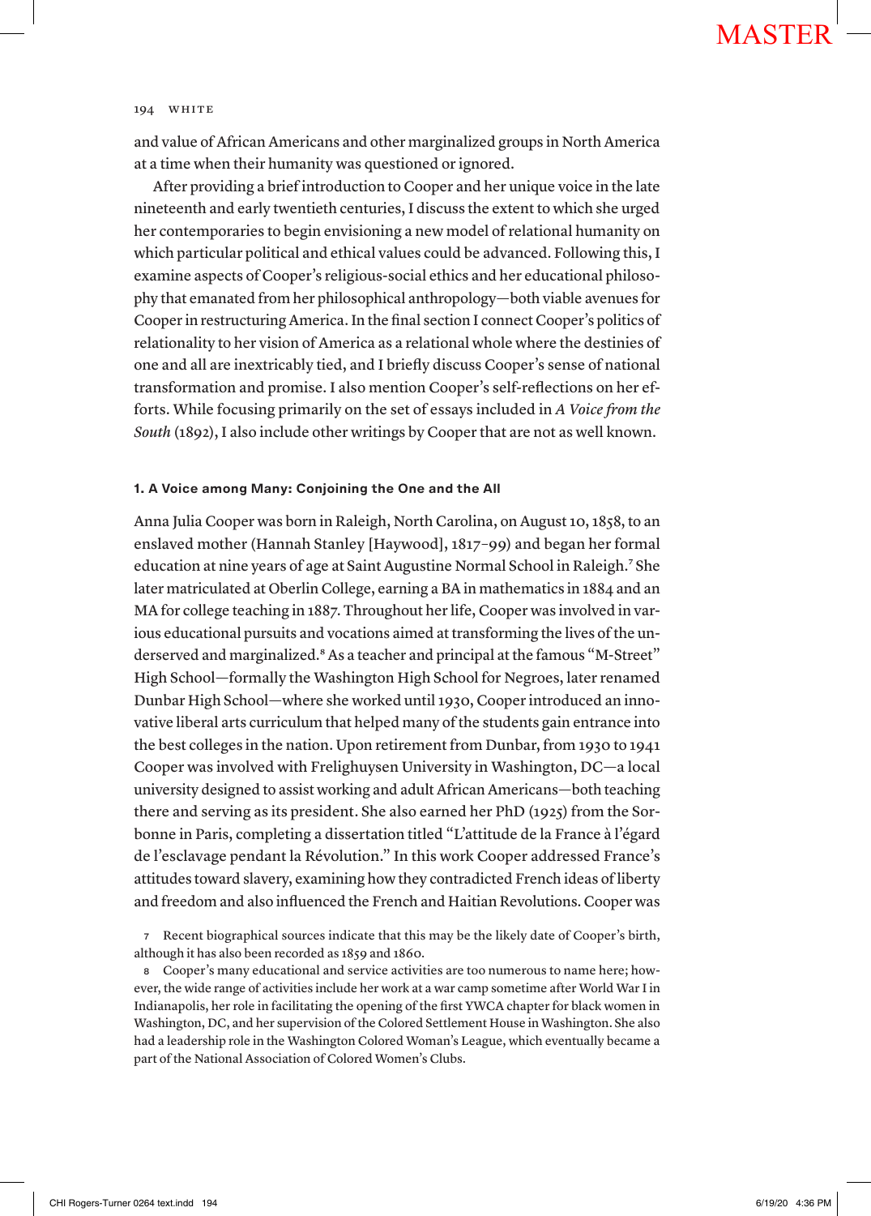and value of African Americans and other marginalized groups in North America at a time when their humanity was questioned or ignored.

After providing a brief introduction to Cooper and her unique voice in the late nineteenth and early twentieth centuries, I discuss the extent to which she urged her contemporaries to begin envisioning a new model of relational humanity on which particular political and ethical values could be advanced. Following this, I examine aspects of Cooper's religious-social ethics and her educational philosophy that emanated from her philosophical anthropology—both viable avenues for Cooper in restructuring America. In the final section I connect Cooper's politics of relationality to her vision of America as a relational whole where the destinies of one and all are inextricably tied, and I briefly discuss Cooper's sense of national transformation and promise. I also mention Cooper's self-reflections on her efforts. While focusing primarily on the set of essays included in *A Voice from the South* (1892), I also include other writings by Cooper that are not as well known.

#### 1. A Voice among Many: Conjoining the One and the All

Anna Julia Cooper was born in Raleigh, North Carolina, on August 10, 1858, to an enslaved mother (Hannah Stanley [Haywood], 1817–99) and began her formal education at nine years of age at Saint Augustine Normal School in Raleigh.[7] She later matriculated at Oberlin College, earning a BA in mathematics in 1884 and an MA for college teaching in 1887. Throughout her life, Cooper was involved in various educational pursuits and vocations aimed at transforming the lives of the underserved and marginalized.[8] As a teacher and principal at the famous "M-Street" High School—formally the Washington High School for Negroes, later renamed Dunbar High School—where she worked until 1930, Cooper introduced an innovative liberal arts curriculum that helped many of the students gain entrance into the best colleges in the nation. Upon retirement from Dunbar, from 1930 to 1941 Cooper was involved with Frelighuysen University in Washington, DC—a local university designed to assist working and adult African Americans—both teaching there and serving as its president. She also earned her PhD (1925) from the Sorbonne in Paris, completing a dissertation titled "L'attitude de la France à l'égard de l'esclavage pendant la Révolution." In this work Cooper addressed France's attitudes toward slavery, examining how they contradicted French ideas of liberty and freedom and also influenced the French and Haitian Revolutions. Cooper was

7 Recent biographical sources indicate that this may be the likely date of Cooper's birth, although it has also been recorded as 1859 and 1860.

8 Cooper's many educational and service activities are too numerous to name here; however, the wide range of activities include her work at a war camp sometime after World War I in Indianapolis, her role in facilitating the opening of the first YWCA chapter for black women in Washington, DC, and her supervision of the Colored Settlement House in Washington. She also had a leadership role in the Washington Colored Woman's League, which eventually became a part of the National Association of Colored Women's Clubs.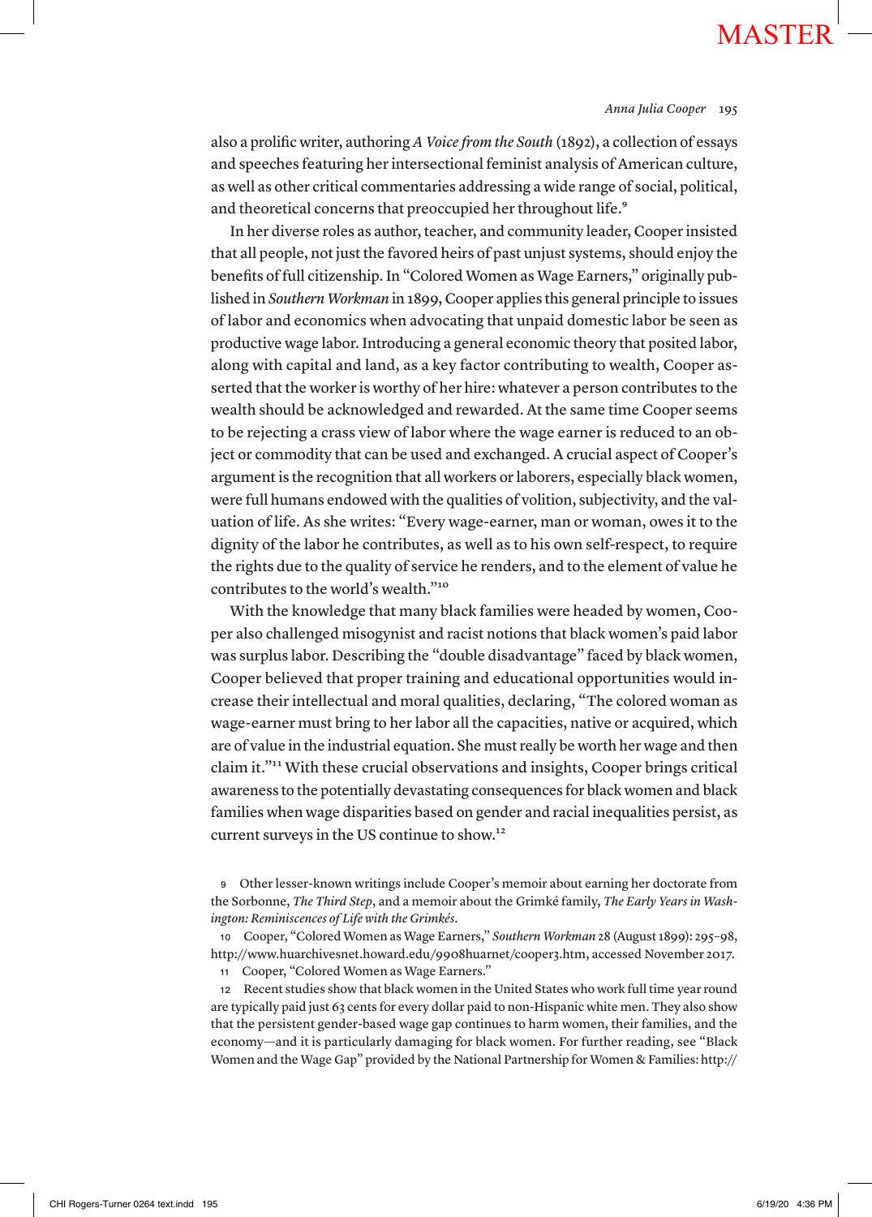also a prolific writer, authoring *A Voice from the South* (1892), a collection of essays and speeches featuring her intersectional feminist analysis of American culture, as well as other critical commentaries addressing a wide range of social, political, and theoretical concerns that preoccupied her throughout life.[9]

In her diverse roles as author, teacher, and community leader, Cooper insisted that all people, not just the favored heirs of past unjust systems, should enjoy the benefits of full citizenship. In "Colored Women as Wage Earners," originally published in *Southern Workman* in 1899, Cooper applies this general principle to issues of labor and economics when advocating that unpaid domestic labor be seen as productive wage labor. Introducing a general economic theory that posited labor, along with capital and land, as a key factor contributing to wealth, Cooper asserted that the worker is worthy of her hire: whatever a person contributes to the wealth should be acknowledged and rewarded. At the same time Cooper seems to be rejecting a crass view of labor where the wage earner is reduced to an object or commodity that can be used and exchanged. A crucial aspect of Cooper's argument is the recognition that all workers or laborers, especially black women, were full humans endowed with the qualities of volition, subjectivity, and the valuation of life. As she writes: "Every wage-earner, man or woman, owes it to the dignity of the labor he contributes, as well as to his own self-respect, to require the rights due to the quality of service he renders, and to the element of value he contributes to the world's wealth."[10]

With the knowledge that many black families were headed by women, Cooper also challenged misogynist and racist notions that black women's paid labor was surplus labor. Describing the "double disadvantage" faced by black women, Cooper believed that proper training and educational opportunities would increase their intellectual and moral qualities, declaring, "The colored woman as wage-earner must bring to her labor all the capacities, native or acquired, which are of value in the industrial equation. She must really be worth her wage and then claim it."[11] With these crucial observations and insights, Cooper brings critical awareness to the potentially devastating consequences for black women and black families when wage disparities based on gender and racial inequalities persist, as current surveys in the US continue to show.[12]

9 Other lesser-known writings include Cooper's memoir about earning her doctorate from the Sorbonne, *The Third Step*, and a memoir about the Grimké family, *The Early Years in Washington: Reminiscences of Life with the Grimkés*.

10 Cooper, "Colored Women as Wage Earners," *Southern Workman* 28 (August 1899): 295–98, http://www.huarchivesnet.howard.edu/9908huarnet/cooper3.htm, accessed November 2017.

11 Cooper, "Colored Women as Wage Earners."

12 Recent studies show that black women in the United States who work full time year round are typically paid just 63 cents for every dollar paid to non-Hispanic white men. They also show that the persistent gender-based wage gap continues to harm women, their families, and the economy—and it is particularly damaging for black women. For further reading, see "Black Women and the Wage Gap" provided by the National Partnership for Women & Families: http://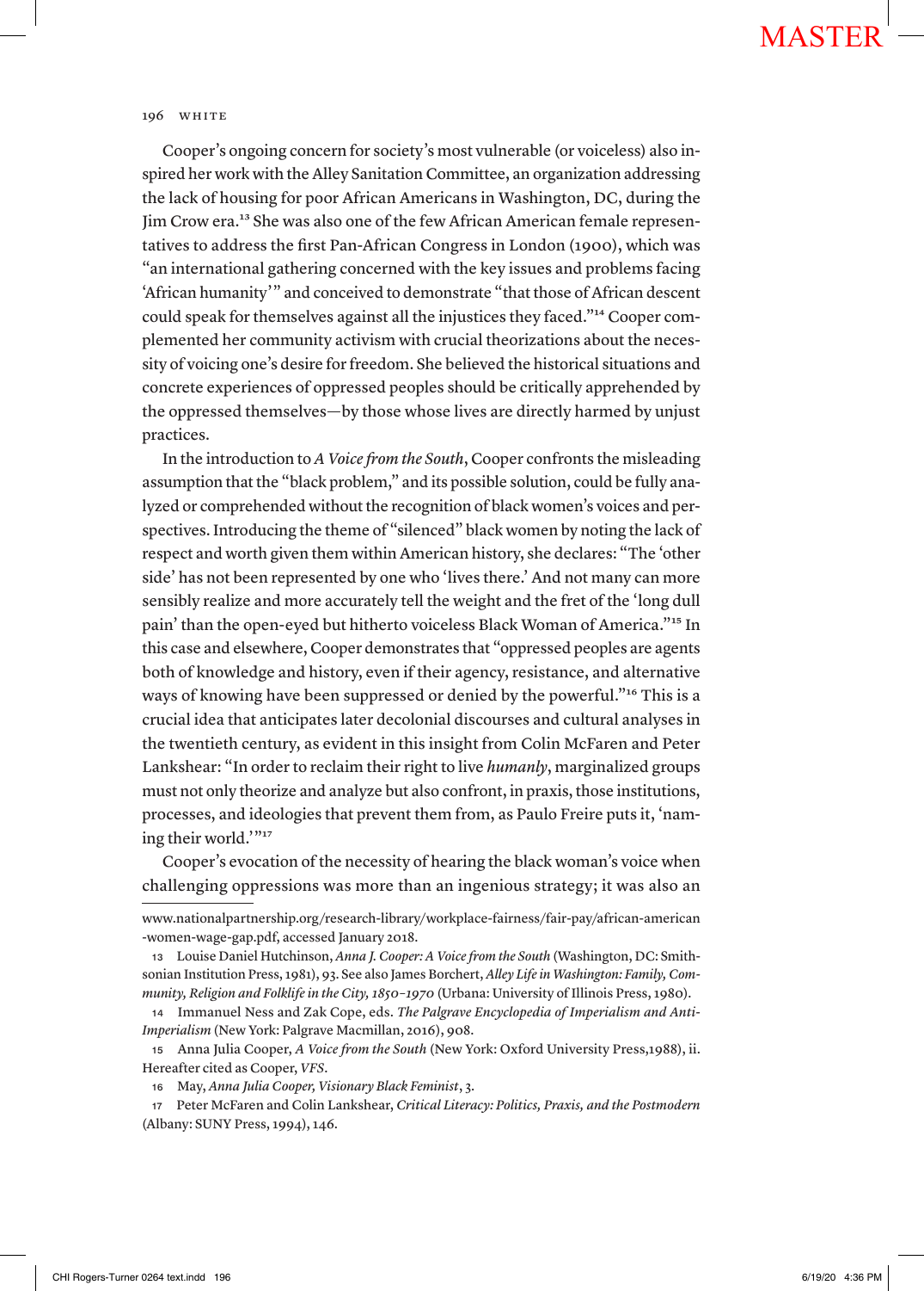Cooper's ongoing concern for society's most vulnerable (or voiceless) also inspired her work with the Alley Sanitation Committee, an organization addressing the lack of housing for poor African Americans in Washington, DC, during the Jim Crow era.[13] She was also one of the few African American female representatives to address the first Pan-African Congress in London (1900), which was "an international gathering concerned with the key issues and problems facing 'African humanity'" and conceived to demonstrate "that those of African descent could speak for themselves against all the injustices they faced."[14] Cooper complemented her community activism with crucial theorizations about the necessity of voicing one's desire for freedom. She believed the historical situations and concrete experiences of oppressed peoples should be critically apprehended by the oppressed themselves—by those whose lives are directly harmed by unjust practices.

In the introduction to *A Voice from the South*, Cooper confronts the misleading assumption that the "black problem," and its possible solution, could be fully analyzed or comprehended without the recognition of black women's voices and perspectives. Introducing the theme of "silenced" black women by noting the lack of respect and worth given them within American history, she declares: "The 'other side' has not been represented by one who 'lives there.' And not many can more sensibly realize and more accurately tell the weight and the fret of the 'long dull pain' than the open-eyed but hitherto voiceless Black Woman of America."[15] In this case and elsewhere, Cooper demonstrates that "oppressed peoples are agents both of knowledge and history, even if their agency, resistance, and alternative ways of knowing have been suppressed or denied by the powerful."[16] This is a crucial idea that anticipates later decolonial discourses and cultural analyses in the twentieth century, as evident in this insight from Colin McFaren and Peter Lankshear: "In order to reclaim their right to live *humanly*, marginalized groups must not only theorize and analyze but also confront, in praxis, those institutions, processes, and ideologies that prevent them from, as Paulo Freire puts it, 'naming their world.'"[17]

Cooper's evocation of the necessity of hearing the black woman's voice when challenging oppressions was more than an ingenious strategy; it was also an

---

www.nationalpartnership.org/research-library/workplace-fairness/fair-pay/african-american-women-wage-gap.pdf, accessed January 2018.

13 Louise Daniel Hutchinson, *Anna J. Cooper: A Voice from the South* (Washington, DC: Smithsonian Institution Press, 1981), 93. See also James Borchert, *Alley Life in Washington: Family, Community, Religion and Folklife in the City, 1850–1970* (Urbana: University of Illinois Press, 1980).

14 Immanuel Ness and Zak Cope, eds. *The Palgrave Encyclopedia of Imperialism and Anti-Imperialism* (New York: Palgrave Macmillan, 2016), 908.

15 Anna Julia Cooper, *A Voice from the South* (New York: Oxford University Press,1988), ii. Hereafter cited as Cooper, *VFS*.

16 May, *Anna Julia Cooper, Visionary Black Feminist*, 3.

17 Peter McFaren and Colin Lankshear, *Critical Literacy: Politics, Praxis, and the Postmodern* (Albany: SUNY Press, 1994), 146.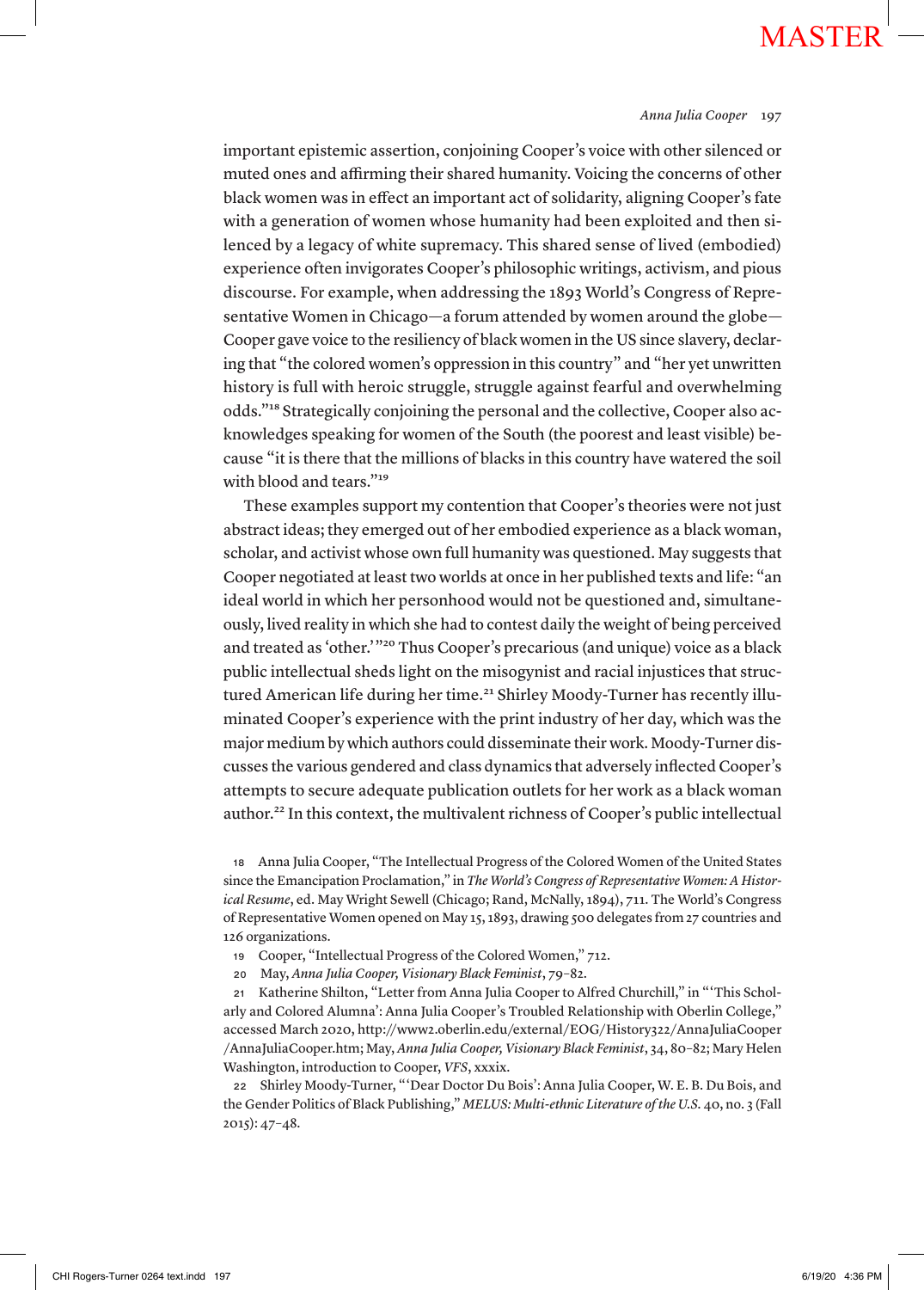important epistemic assertion, conjoining Cooper's voice with other silenced or muted ones and affirming their shared humanity. Voicing the concerns of other black women was in effect an important act of solidarity, aligning Cooper's fate with a generation of women whose humanity had been exploited and then silenced by a legacy of white supremacy. This shared sense of lived (embodied) experience often invigorates Cooper's philosophic writings, activism, and pious discourse. For example, when addressing the 1893 World's Congress of Representative Women in Chicago—a forum attended by women around the globe—Cooper gave voice to the resiliency of black women in the US since slavery, declaring that "the colored women's oppression in this country" and "her yet unwritten history is full with heroic struggle, struggle against fearful and overwhelming odds."[18] Strategically conjoining the personal and the collective, Cooper also acknowledges speaking for women of the South (the poorest and least visible) because "it is there that the millions of blacks in this country have watered the soil with blood and tears."[19]

These examples support my contention that Cooper's theories were not just abstract ideas; they emerged out of her embodied experience as a black woman, scholar, and activist whose own full humanity was questioned. May suggests that Cooper negotiated at least two worlds at once in her published texts and life: "an ideal world in which her personhood would not be questioned and, simultaneously, lived reality in which she had to contest daily the weight of being perceived and treated as 'other.'"[20] Thus Cooper's precarious (and unique) voice as a black public intellectual sheds light on the misogynist and racial injustices that structured American life during her time.[21] Shirley Moody-Turner has recently illuminated Cooper's experience with the print industry of her day, which was the major medium by which authors could disseminate their work. Moody-Turner discusses the various gendered and class dynamics that adversely inflected Cooper's attempts to secure adequate publication outlets for her work as a black woman author.[22] In this context, the multivalent richness of Cooper's public intellectual

18 Anna Julia Cooper, "The Intellectual Progress of the Colored Women of the United States since the Emancipation Proclamation," in *The World's Congress of Representative Women: A Historical Resume*, ed. May Wright Sewell (Chicago; Rand, McNally, 1894), 711. The World's Congress of Representative Women opened on May 15, 1893, drawing 500 delegates from 27 countries and 126 organizations.

19 Cooper, "Intellectual Progress of the Colored Women," 712.

20 May, *Anna Julia Cooper, Visionary Black Feminist*, 79–82.

21 Katherine Shilton, "Letter from Anna Julia Cooper to Alfred Churchill," in "'This Scholarly and Colored Alumna': Anna Julia Cooper's Troubled Relationship with Oberlin College," accessed March 2020, http://www2.oberlin.edu/external/EOG/History322/AnnaJuliaCooper/AnnaJuliaCooper.htm; May, *Anna Julia Cooper, Visionary Black Feminist*, 34, 80–82; Mary Helen Washington, introduction to Cooper, *VFS*, xxxix.

22 Shirley Moody-Turner, "'Dear Doctor Du Bois': Anna Julia Cooper, W. E. B. Du Bois, and the Gender Politics of Black Publishing," *MELUS: Multi-ethnic Literature of the U.S.* 40, no. 3 (Fall 2015): 47–48.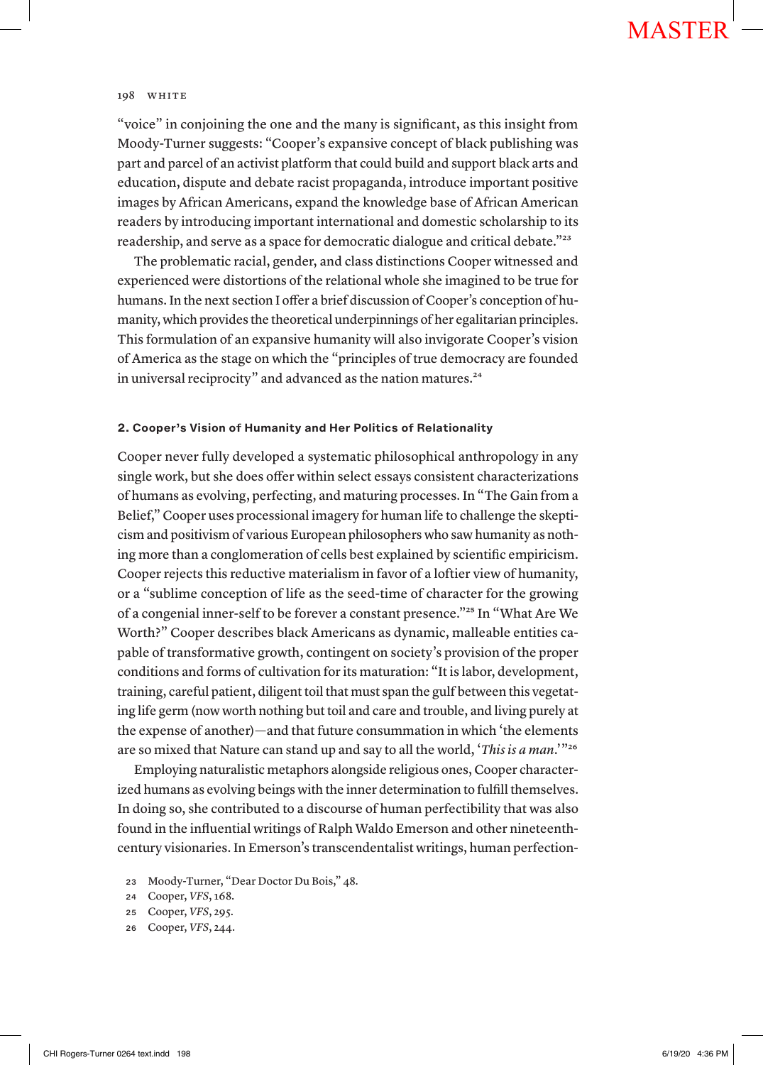"voice" in conjoining the one and the many is significant, as this insight from Moody-Turner suggests: "Cooper's expansive concept of black publishing was part and parcel of an activist platform that could build and support black arts and education, dispute and debate racist propaganda, introduce important positive images by African Americans, expand the knowledge base of African American readers by introducing important international and domestic scholarship to its readership, and serve as a space for democratic dialogue and critical debate."[23]

The problematic racial, gender, and class distinctions Cooper witnessed and experienced were distortions of the relational whole she imagined to be true for humans. In the next section I offer a brief discussion of Cooper's conception of humanity, which provides the theoretical underpinnings of her egalitarian principles. This formulation of an expansive humanity will also invigorate Cooper's vision of America as the stage on which the "principles of true democracy are founded in universal reciprocity" and advanced as the nation matures.[24]

### 2. Cooper's Vision of Humanity and Her Politics of Relationality

Cooper never fully developed a systematic philosophical anthropology in any single work, but she does offer within select essays consistent characterizations of humans as evolving, perfecting, and maturing processes. In "The Gain from a Belief," Cooper uses processional imagery for human life to challenge the skepticism and positivism of various European philosophers who saw humanity as nothing more than a conglomeration of cells best explained by scientific empiricism. Cooper rejects this reductive materialism in favor of a loftier view of humanity, or a "sublime conception of life as the seed-time of character for the growing of a congenial inner-self to be forever a constant presence."[25] In "What Are We Worth?" Cooper describes black Americans as dynamic, malleable entities capable of transformative growth, contingent on society's provision of the proper conditions and forms of cultivation for its maturation: "It is labor, development, training, careful patient, diligent toil that must span the gulf between this vegetating life germ (now worth nothing but toil and care and trouble, and living purely at the expense of another)—and that future consummation in which 'the elements are so mixed that Nature can stand up and say to all the world, '*This is a man*.'"[26]

Employing naturalistic metaphors alongside religious ones, Cooper characterized humans as evolving beings with the inner determination to fulfill themselves. In doing so, she contributed to a discourse of human perfectibility that was also found in the influential writings of Ralph Waldo Emerson and other nineteenth-century visionaries. In Emerson's transcendentalist writings, human perfection-

23 Moody-Turner, "Dear Doctor Du Bois," 48.
24 Cooper, *VFS*, 168.
25 Cooper, *VFS*, 295.
26 Cooper, *VFS*, 244.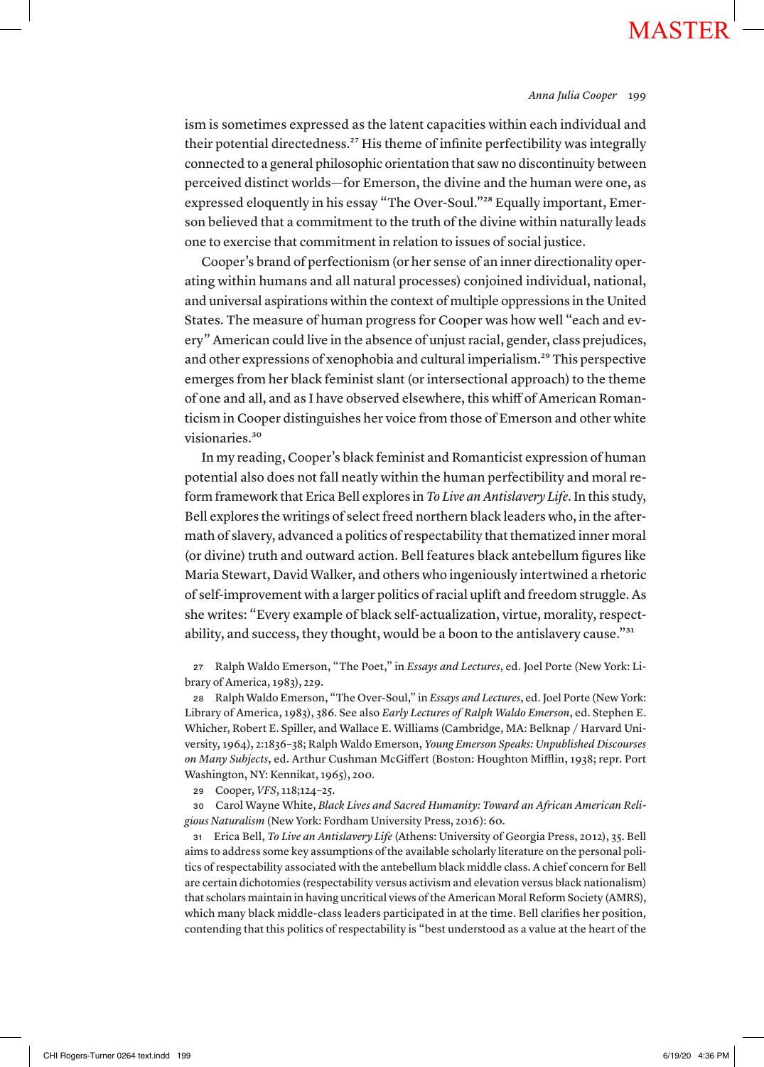ism is sometimes expressed as the latent capacities within each individual and their potential directedness.[27] His theme of infinite perfectibility was integrally connected to a general philosophic orientation that saw no discontinuity between perceived distinct worlds—for Emerson, the divine and the human were one, as expressed eloquently in his essay "The Over-Soul."[28] Equally important, Emerson believed that a commitment to the truth of the divine within naturally leads one to exercise that commitment in relation to issues of social justice.

Cooper's brand of perfectionism (or her sense of an inner directionality operating within humans and all natural processes) conjoined individual, national, and universal aspirations within the context of multiple oppressions in the United States. The measure of human progress for Cooper was how well "each and every" American could live in the absence of unjust racial, gender, class prejudices, and other expressions of xenophobia and cultural imperialism.[29] This perspective emerges from her black feminist slant (or intersectional approach) to the theme of one and all, and as I have observed elsewhere, this whiff of American Romanticism in Cooper distinguishes her voice from those of Emerson and other white visionaries.[30]

In my reading, Cooper's black feminist and Romanticist expression of human potential also does not fall neatly within the human perfectibility and moral reform framework that Erica Bell explores in *To Live an Antislavery Life*. In this study, Bell explores the writings of select freed northern black leaders who, in the aftermath of slavery, advanced a politics of respectability that thematized inner moral (or divine) truth and outward action. Bell features black antebellum figures like Maria Stewart, David Walker, and others who ingeniously intertwined a rhetoric of self-improvement with a larger politics of racial uplift and freedom struggle. As she writes: "Every example of black self-actualization, virtue, morality, respectability, and success, they thought, would be a boon to the antislavery cause."[31]

27 Ralph Waldo Emerson, "The Poet," in *Essays and Lectures*, ed. Joel Porte (New York: Library of America, 1983), 229.

28 Ralph Waldo Emerson, "The Over-Soul," in *Essays and Lectures*, ed. Joel Porte (New York: Library of America, 1983), 386. See also *Early Lectures of Ralph Waldo Emerson*, ed. Stephen E. Whicher, Robert E. Spiller, and Wallace E. Williams (Cambridge, MA: Belknap / Harvard University, 1964), 2:1836–38; Ralph Waldo Emerson, *Young Emerson Speaks: Unpublished Discourses on Many Subjects*, ed. Arthur Cushman McGiffert (Boston: Houghton Mifflin, 1938; repr. Port Washington, NY: Kennikat, 1965), 200.

29 Cooper, *VFS*, 118;124–25.

30 Carol Wayne White, *Black Lives and Sacred Humanity: Toward an African American Religious Naturalism* (New York: Fordham University Press, 2016): 60.

31 Erica Bell, *To Live an Antislavery Life* (Athens: University of Georgia Press, 2012), 35. Bell aims to address some key assumptions of the available scholarly literature on the personal politics of respectability associated with the antebellum black middle class. A chief concern for Bell are certain dichotomies (respectability versus activism and elevation versus black nationalism) that scholars maintain in having uncritical views of the American Moral Reform Society (AMRS), which many black middle-class leaders participated in at the time. Bell clarifies her position, contending that this politics of respectability is "best understood as a value at the heart of the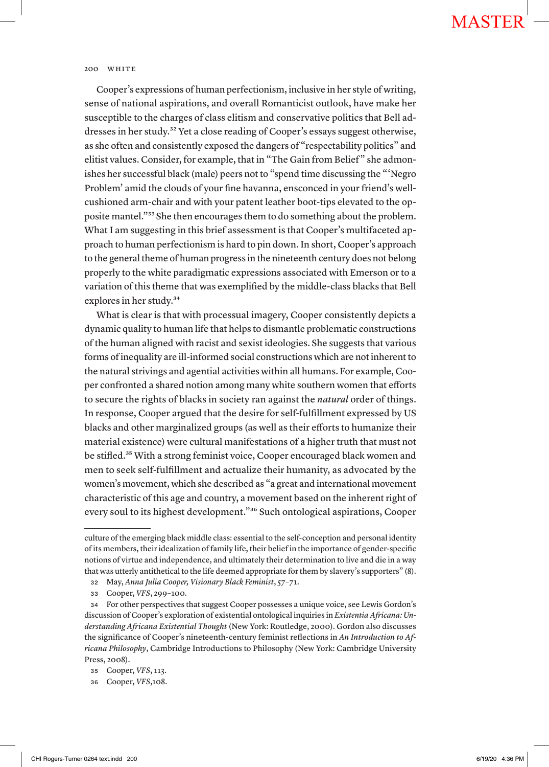Cooper's expressions of human perfectionism, inclusive in her style of writing, sense of national aspirations, and overall Romanticist outlook, have make her susceptible to the charges of class elitism and conservative politics that Bell addresses in her study.[32] Yet a close reading of Cooper's essays suggest otherwise, as she often and consistently exposed the dangers of "respectability politics" and elitist values. Consider, for example, that in "The Gain from Belief" she admonishes her successful black (male) peers not to "spend time discussing the "'Negro Problem' amid the clouds of your fine havanna, ensconced in your friend's well-cushioned arm-chair and with your patent leather boot-tips elevated to the opposite mantel."[33] She then encourages them to do something about the problem. What I am suggesting in this brief assessment is that Cooper's multifaceted approach to human perfectionism is hard to pin down. In short, Cooper's approach to the general theme of human progress in the nineteenth century does not belong properly to the white paradigmatic expressions associated with Emerson or to a variation of this theme that was exemplified by the middle-class blacks that Bell explores in her study.[34]

What is clear is that with processual imagery, Cooper consistently depicts a dynamic quality to human life that helps to dismantle problematic constructions of the human aligned with racist and sexist ideologies. She suggests that various forms of inequality are ill-informed social constructions which are not inherent to the natural strivings and agential activities within all humans. For example, Cooper confronted a shared notion among many white southern women that efforts to secure the rights of blacks in society ran against the *natural* order of things. In response, Cooper argued that the desire for self-fulfillment expressed by US blacks and other marginalized groups (as well as their efforts to humanize their material existence) were cultural manifestations of a higher truth that must not be stifled.[35] With a strong feminist voice, Cooper encouraged black women and men to seek self-fulfillment and actualize their humanity, as advocated by the women's movement, which she described as "a great and international movement characteristic of this age and country, a movement based on the inherent right of every soul to its highest development."[36] Such ontological aspirations, Cooper

---

culture of the emerging black middle class: essential to the self-conception and personal identity of its members, their idealization of family life, their belief in the importance of gender-specific notions of virtue and independence, and ultimately their determination to live and die in a way that was utterly antithetical to the life deemed appropriate for them by slavery's supporters" (8).

32 May, *Anna Julia Cooper, Visionary Black Feminist*, 57–71.

33 Cooper, *VFS*, 299–100.

34 For other perspectives that suggest Cooper possesses a unique voice, see Lewis Gordon's discussion of Cooper's exploration of existential ontological inquiries in *Existentia Africana: Understanding Africana Existential Thought* (New York: Routledge, 2000). Gordon also discusses the significance of Cooper's nineteenth-century feminist reflections in *An Introduction to Africana Philosophy*, Cambridge Introductions to Philosophy (New York: Cambridge University Press, 2008).

35 Cooper, *VFS*, 113.

36 Cooper, *VFS*,108.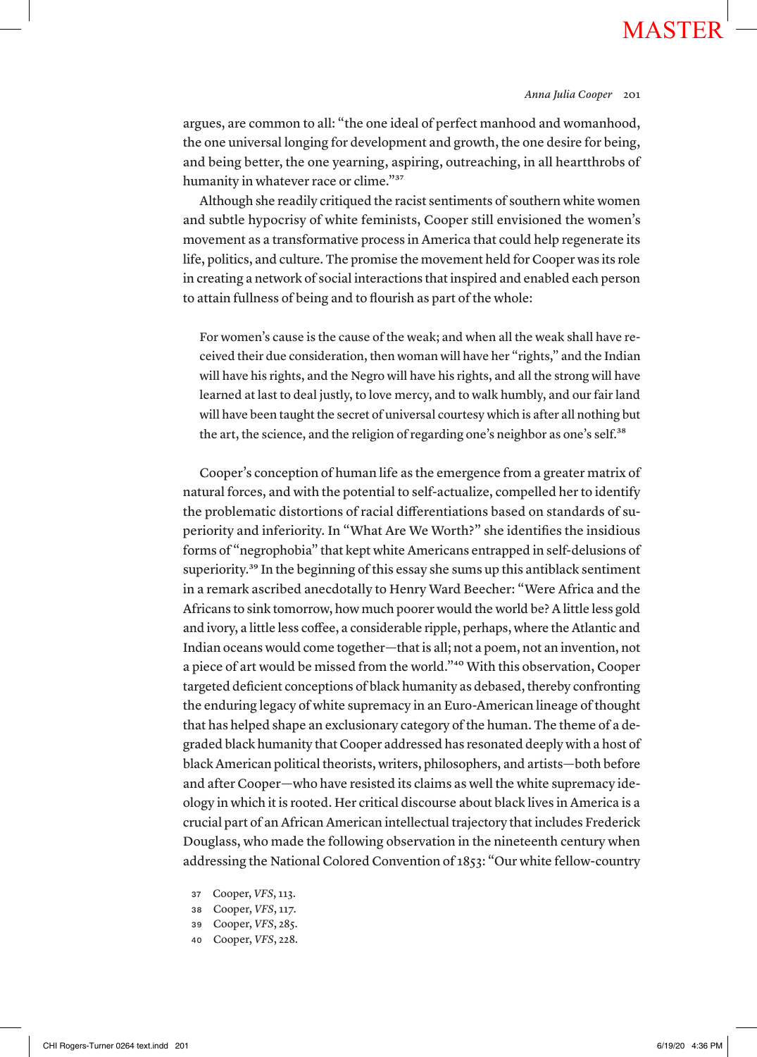argues, are common to all: "the one ideal of perfect manhood and womanhood, the one universal longing for development and growth, the one desire for being, and being better, the one yearning, aspiring, outreaching, in all heartthrobs of humanity in whatever race or clime."[37]

Although she readily critiqued the racist sentiments of southern white women and subtle hypocrisy of white feminists, Cooper still envisioned the women's movement as a transformative process in America that could help regenerate its life, politics, and culture. The promise the movement held for Cooper was its role in creating a network of social interactions that inspired and enabled each person to attain fullness of being and to flourish as part of the whole:

> For women's cause is the cause of the weak; and when all the weak shall have received their due consideration, then woman will have her "rights," and the Indian will have his rights, and the Negro will have his rights, and all the strong will have learned at last to deal justly, to love mercy, and to walk humbly, and our fair land will have been taught the secret of universal courtesy which is after all nothing but the art, the science, and the religion of regarding one's neighbor as one's self.[38]

Cooper's conception of human life as the emergence from a greater matrix of natural forces, and with the potential to self-actualize, compelled her to identify the problematic distortions of racial differentiations based on standards of superiority and inferiority. In "What Are We Worth?" she identifies the insidious forms of "negrophobia" that kept white Americans entrapped in self-delusions of superiority.[39] In the beginning of this essay she sums up this antiblack sentiment in a remark ascribed anecdotally to Henry Ward Beecher: "Were Africa and the Africans to sink tomorrow, how much poorer would the world be? A little less gold and ivory, a little less coffee, a considerable ripple, perhaps, where the Atlantic and Indian oceans would come together—that is all; not a poem, not an invention, not a piece of art would be missed from the world."[40] With this observation, Cooper targeted deficient conceptions of black humanity as debased, thereby confronting the enduring legacy of white supremacy in an Euro-American lineage of thought that has helped shape an exclusionary category of the human. The theme of a degraded black humanity that Cooper addressed has resonated deeply with a host of black American political theorists, writers, philosophers, and artists—both before and after Cooper—who have resisted its claims as well the white supremacy ideology in which it is rooted. Her critical discourse about black lives in America is a crucial part of an African American intellectual trajectory that includes Frederick Douglass, who made the following observation in the nineteenth century when addressing the National Colored Convention of 1853: "Our white fellow-country

37 Cooper, *VFS*, 113.
38 Cooper, *VFS*, 117.
39 Cooper, *VFS*, 285.
40 Cooper, *VFS*, 228.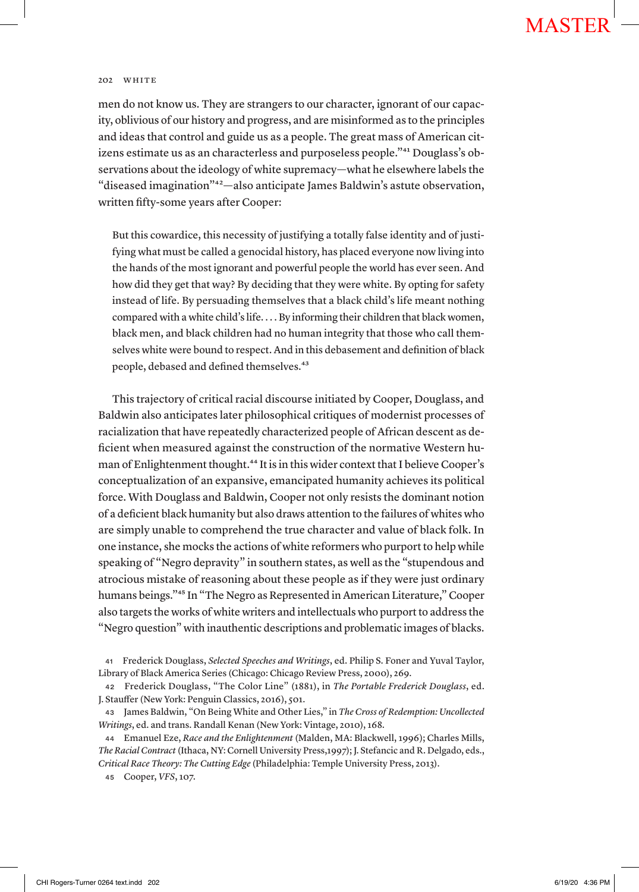men do not know us. They are strangers to our character, ignorant of our capacity, oblivious of our history and progress, and are misinformed as to the principles and ideas that control and guide us as a people. The great mass of American citizens estimate us as an characterless and purposeless people."[41] Douglass's observations about the ideology of white supremacy—what he elsewhere labels the "diseased imagination"[42]—also anticipate James Baldwin's astute observation, written fifty-some years after Cooper:

> But this cowardice, this necessity of justifying a totally false identity and of justifying what must be called a genocidal history, has placed everyone now living into the hands of the most ignorant and powerful people the world has ever seen. And how did they get that way? By deciding that they were white. By opting for safety instead of life. By persuading themselves that a black child's life meant nothing compared with a white child's life. . . . By informing their children that black women, black men, and black children had no human integrity that those who call themselves white were bound to respect. And in this debasement and definition of black people, debased and defined themselves.[43]

This trajectory of critical racial discourse initiated by Cooper, Douglass, and Baldwin also anticipates later philosophical critiques of modernist processes of racialization that have repeatedly characterized people of African descent as deficient when measured against the construction of the normative Western human of Enlightenment thought.[44] It is in this wider context that I believe Cooper's conceptualization of an expansive, emancipated humanity achieves its political force. With Douglass and Baldwin, Cooper not only resists the dominant notion of a deficient black humanity but also draws attention to the failures of whites who are simply unable to comprehend the true character and value of black folk. In one instance, she mocks the actions of white reformers who purport to help while speaking of "Negro depravity" in southern states, as well as the "stupendous and atrocious mistake of reasoning about these people as if they were just ordinary humans beings."[45] In "The Negro as Represented in American Literature," Cooper also targets the works of white writers and intellectuals who purport to address the "Negro question" with inauthentic descriptions and problematic images of blacks.

41 Frederick Douglass, *Selected Speeches and Writings*, ed. Philip S. Foner and Yuval Taylor, Library of Black America Series (Chicago: Chicago Review Press, 2000), 269.

42 Frederick Douglass, "The Color Line" (1881), in *The Portable Frederick Douglass*, ed. J. Stauffer (New York: Penguin Classics, 2016), 501.

43 James Baldwin, "On Being White and Other Lies," in *The Cross of Redemption: Uncollected Writings*, ed. and trans. Randall Kenan (New York: Vintage, 2010), 168.

44 Emanuel Eze, *Race and the Enlightenment* (Malden, MA: Blackwell, 1996); Charles Mills, *The Racial Contract* (Ithaca, NY: Cornell University Press,1997); J. Stefancic and R. Delgado, eds., *Critical Race Theory: The Cutting Edge* (Philadelphia: Temple University Press, 2013).

45 Cooper, *VFS*, 107.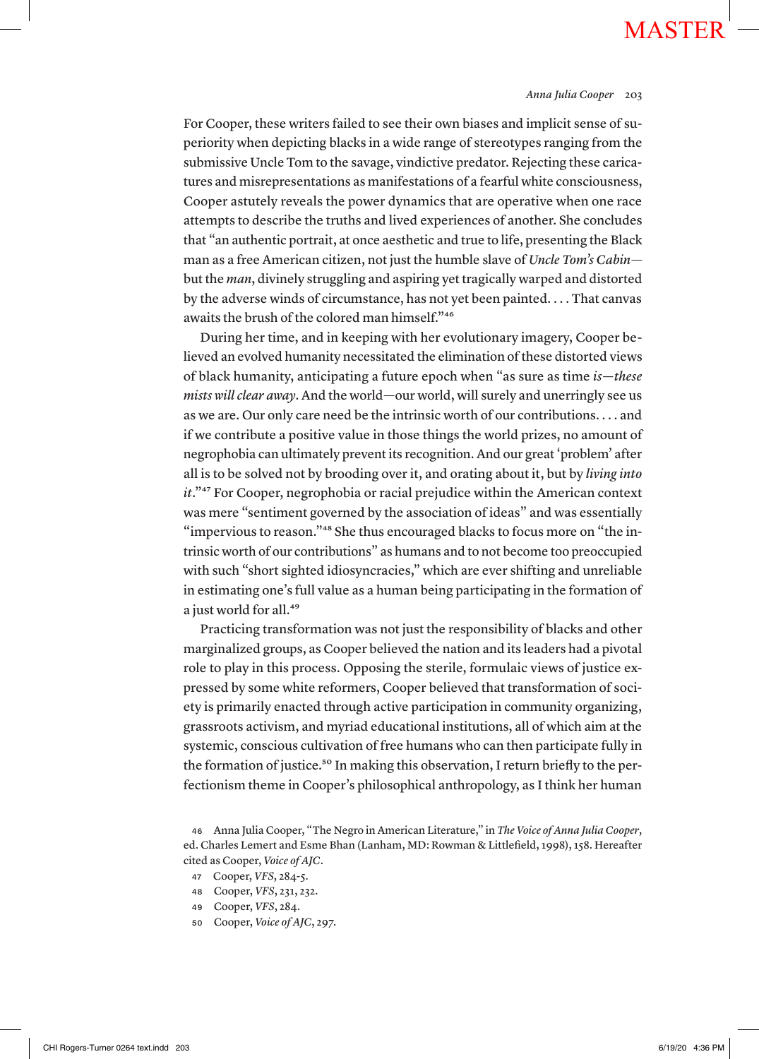For Cooper, these writers failed to see their own biases and implicit sense of superiority when depicting blacks in a wide range of stereotypes ranging from the submissive Uncle Tom to the savage, vindictive predator. Rejecting these caricatures and misrepresentations as manifestations of a fearful white consciousness, Cooper astutely reveals the power dynamics that are operative when one race attempts to describe the truths and lived experiences of another. She concludes that "an authentic portrait, at once aesthetic and true to life, presenting the Black man as a free American citizen, not just the humble slave of *Uncle Tom's Cabin*—but the *man*, divinely struggling and aspiring yet tragically warped and distorted by the adverse winds of circumstance, has not yet been painted. . . . That canvas awaits the brush of the colored man himself."[46]

During her time, and in keeping with her evolutionary imagery, Cooper believed an evolved humanity necessitated the elimination of these distorted views of black humanity, anticipating a future epoch when "as sure as time *is*—*these mists will clear away*. And the world—our world, will surely and unerringly see us as we are. Our only care need be the intrinsic worth of our contributions. . . . and if we contribute a positive value in those things the world prizes, no amount of negrophobia can ultimately prevent its recognition. And our great 'problem' after all is to be solved not by brooding over it, and orating about it, but by *living into it*."[47] For Cooper, negrophobia or racial prejudice within the American context was mere "sentiment governed by the association of ideas" and was essentially "impervious to reason."[48] She thus encouraged blacks to focus more on "the intrinsic worth of our contributions" as humans and to not become too preoccupied with such "short sighted idiosyncracies," which are ever shifting and unreliable in estimating one's full value as a human being participating in the formation of a just world for all.[49]

Practicing transformation was not just the responsibility of blacks and other marginalized groups, as Cooper believed the nation and its leaders had a pivotal role to play in this process. Opposing the sterile, formulaic views of justice expressed by some white reformers, Cooper believed that transformation of society is primarily enacted through active participation in community organizing, grassroots activism, and myriad educational institutions, all of which aim at the systemic, conscious cultivation of free humans who can then participate fully in the formation of justice.[50] In making this observation, I return briefly to the perfectionism theme in Cooper's philosophical anthropology, as I think her human

46 Anna Julia Cooper, "The Negro in American Literature," in *The Voice of Anna Julia Cooper*, ed. Charles Lemert and Esme Bhan (Lanham, MD: Rowman & Littlefield, 1998), 158. Hereafter cited as Cooper, *Voice of AJC*.

47 Cooper, *VFS*, 284-5.

48 Cooper, *VFS*, 231, 232.

49 Cooper, *VFS*, 284.

50 Cooper, *Voice of AJC*, 297.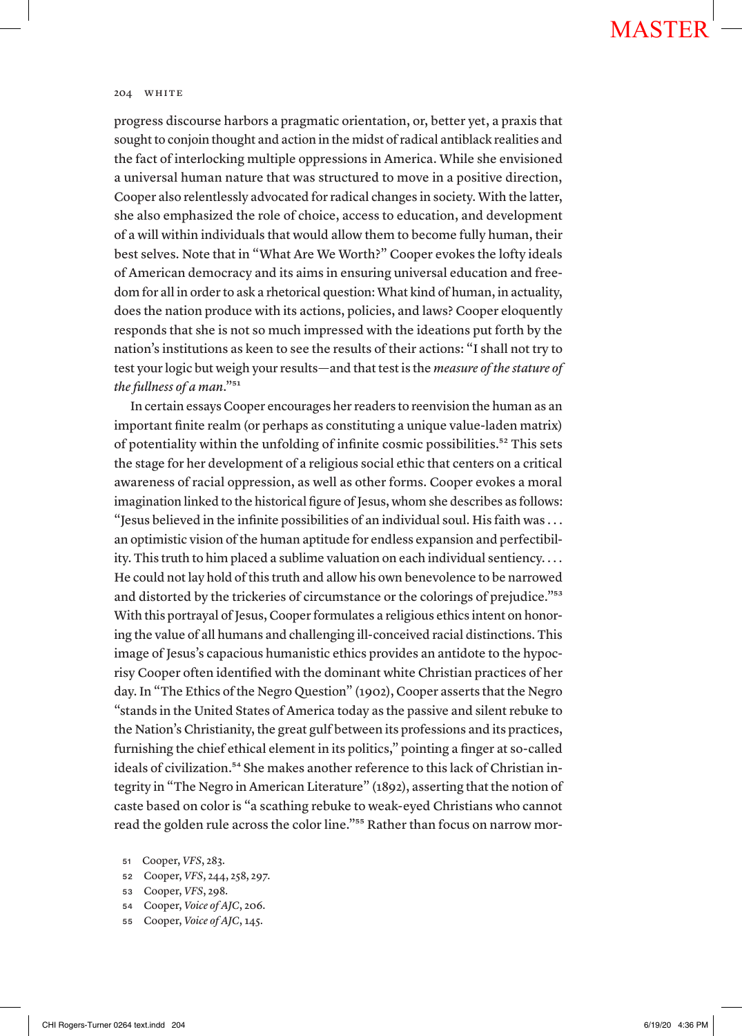progress discourse harbors a pragmatic orientation, or, better yet, a praxis that sought to conjoin thought and action in the midst of radical antiblack realities and the fact of interlocking multiple oppressions in America. While she envisioned a universal human nature that was structured to move in a positive direction, Cooper also relentlessly advocated for radical changes in society. With the latter, she also emphasized the role of choice, access to education, and development of a will within individuals that would allow them to become fully human, their best selves. Note that in "What Are We Worth?" Cooper evokes the lofty ideals of American democracy and its aims in ensuring universal education and freedom for all in order to ask a rhetorical question: What kind of human, in actuality, does the nation produce with its actions, policies, and laws? Cooper eloquently responds that she is not so much impressed with the ideations put forth by the nation's institutions as keen to see the results of their actions: "I shall not try to test your logic but weigh your results—and that test is the *measure of the stature of the fullness of a man*."[51]

In certain essays Cooper encourages her readers to reenvision the human as an important finite realm (or perhaps as constituting a unique value-laden matrix) of potentiality within the unfolding of infinite cosmic possibilities.[52] This sets the stage for her development of a religious social ethic that centers on a critical awareness of racial oppression, as well as other forms. Cooper evokes a moral imagination linked to the historical figure of Jesus, whom she describes as follows: "Jesus believed in the infinite possibilities of an individual soul. His faith was . . . an optimistic vision of the human aptitude for endless expansion and perfectibility. This truth to him placed a sublime valuation on each individual sentiency. . . . He could not lay hold of this truth and allow his own benevolence to be narrowed and distorted by the trickeries of circumstance or the colorings of prejudice."[53] With this portrayal of Jesus, Cooper formulates a religious ethics intent on honoring the value of all humans and challenging ill-conceived racial distinctions. This image of Jesus's capacious humanistic ethics provides an antidote to the hypocrisy Cooper often identified with the dominant white Christian practices of her day. In "The Ethics of the Negro Question" (1902), Cooper asserts that the Negro "stands in the United States of America today as the passive and silent rebuke to the Nation's Christianity, the great gulf between its professions and its practices, furnishing the chief ethical element in its politics," pointing a finger at so-called ideals of civilization.[54] She makes another reference to this lack of Christian integrity in "The Negro in American Literature" (1892), asserting that the notion of caste based on color is "a scathing rebuke to weak-eyed Christians who cannot read the golden rule across the color line."[55] Rather than focus on narrow mor-

51 Cooper, *VFS*, 283.

52 Cooper, *VFS*, 244, 258, 297.

53 Cooper, *VFS*, 298.

54 Cooper, *Voice of AJC*, 206.

55 Cooper, *Voice of AJC*, 145.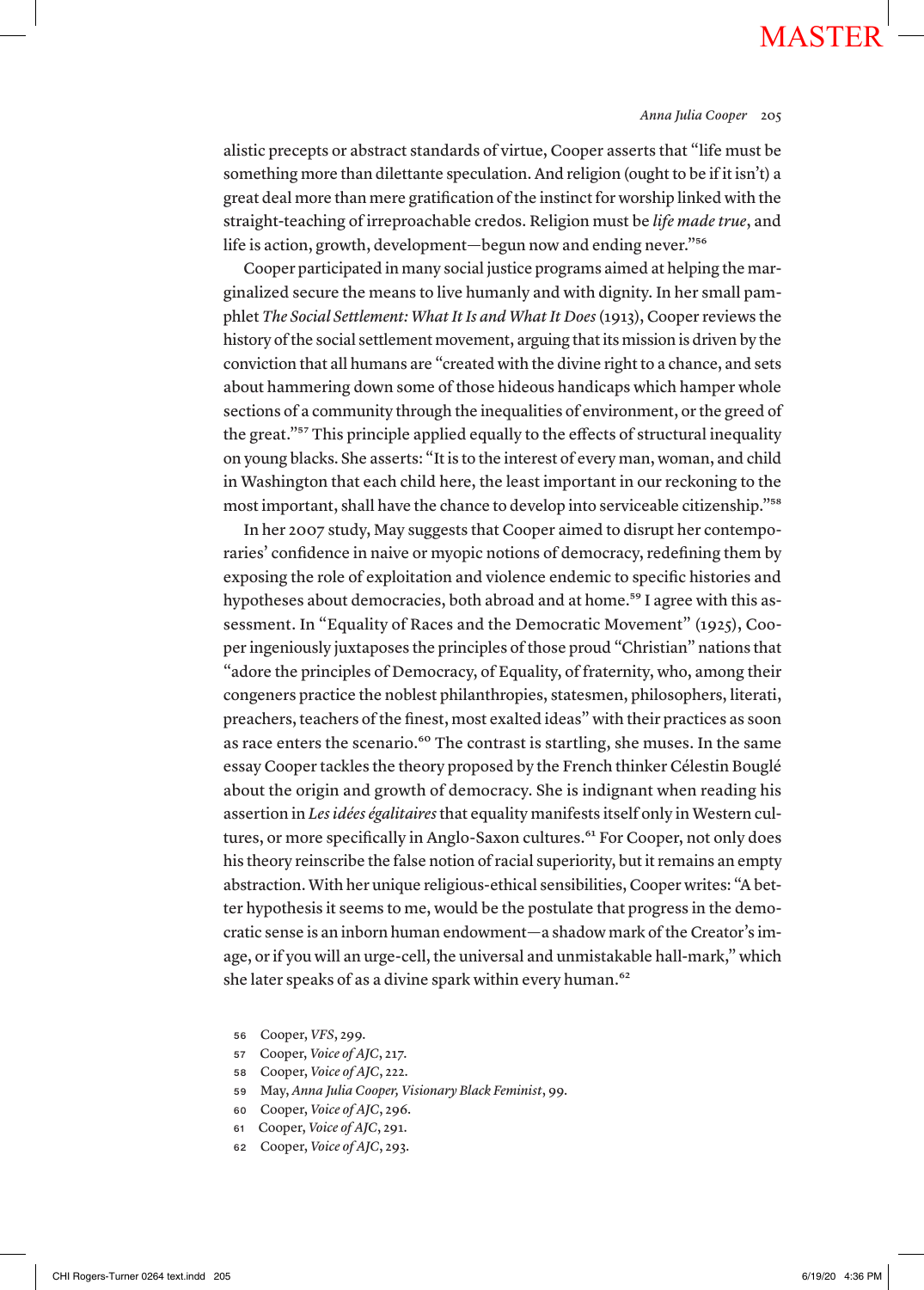alistic precepts or abstract standards of virtue, Cooper asserts that "life must be something more than dilettante speculation. And religion (ought to be if it isn't) a great deal more than mere gratification of the instinct for worship linked with the straight-teaching of irreproachable credos. Religion must be *life made true*, and life is action, growth, development—begun now and ending never."[56]

Cooper participated in many social justice programs aimed at helping the marginalized secure the means to live humanly and with dignity. In her small pamphlet *The Social Settlement: What It Is and What It Does* (1913), Cooper reviews the history of the social settlement movement, arguing that its mission is driven by the conviction that all humans are "created with the divine right to a chance, and sets about hammering down some of those hideous handicaps which hamper whole sections of a community through the inequalities of environment, or the greed of the great."[57] This principle applied equally to the effects of structural inequality on young blacks. She asserts: "It is to the interest of every man, woman, and child in Washington that each child here, the least important in our reckoning to the most important, shall have the chance to develop into serviceable citizenship."[58]

In her 2007 study, May suggests that Cooper aimed to disrupt her contemporaries' confidence in naive or myopic notions of democracy, redefining them by exposing the role of exploitation and violence endemic to specific histories and hypotheses about democracies, both abroad and at home.[59] I agree with this assessment. In "Equality of Races and the Democratic Movement" (1925), Cooper ingeniously juxtaposes the principles of those proud "Christian" nations that "adore the principles of Democracy, of Equality, of fraternity, who, among their congeners practice the noblest philanthropies, statesmen, philosophers, literati, preachers, teachers of the finest, most exalted ideas" with their practices as soon as race enters the scenario.[60] The contrast is startling, she muses. In the same essay Cooper tackles the theory proposed by the French thinker Célestin Bouglé about the origin and growth of democracy. She is indignant when reading his assertion in *Les idées égalitaires* that equality manifests itself only in Western cultures, or more specifically in Anglo-Saxon cultures.[61] For Cooper, not only does his theory reinscribe the false notion of racial superiority, but it remains an empty abstraction. With her unique religious-ethical sensibilities, Cooper writes: "A better hypothesis it seems to me, would be the postulate that progress in the democratic sense is an inborn human endowment—a shadow mark of the Creator's image, or if you will an urge-cell, the universal and unmistakable hall-mark," which she later speaks of as a divine spark within every human.[62]

56 Cooper, *VFS*, 299.
57 Cooper, *Voice of AJC*, 217.
58 Cooper, *Voice of AJC*, 222.
59 May, *Anna Julia Cooper, Visionary Black Feminist*, 99.
60 Cooper, *Voice of AJC*, 296.
61 Cooper, *Voice of AJC*, 291.
62 Cooper, *Voice of AJC*, 293.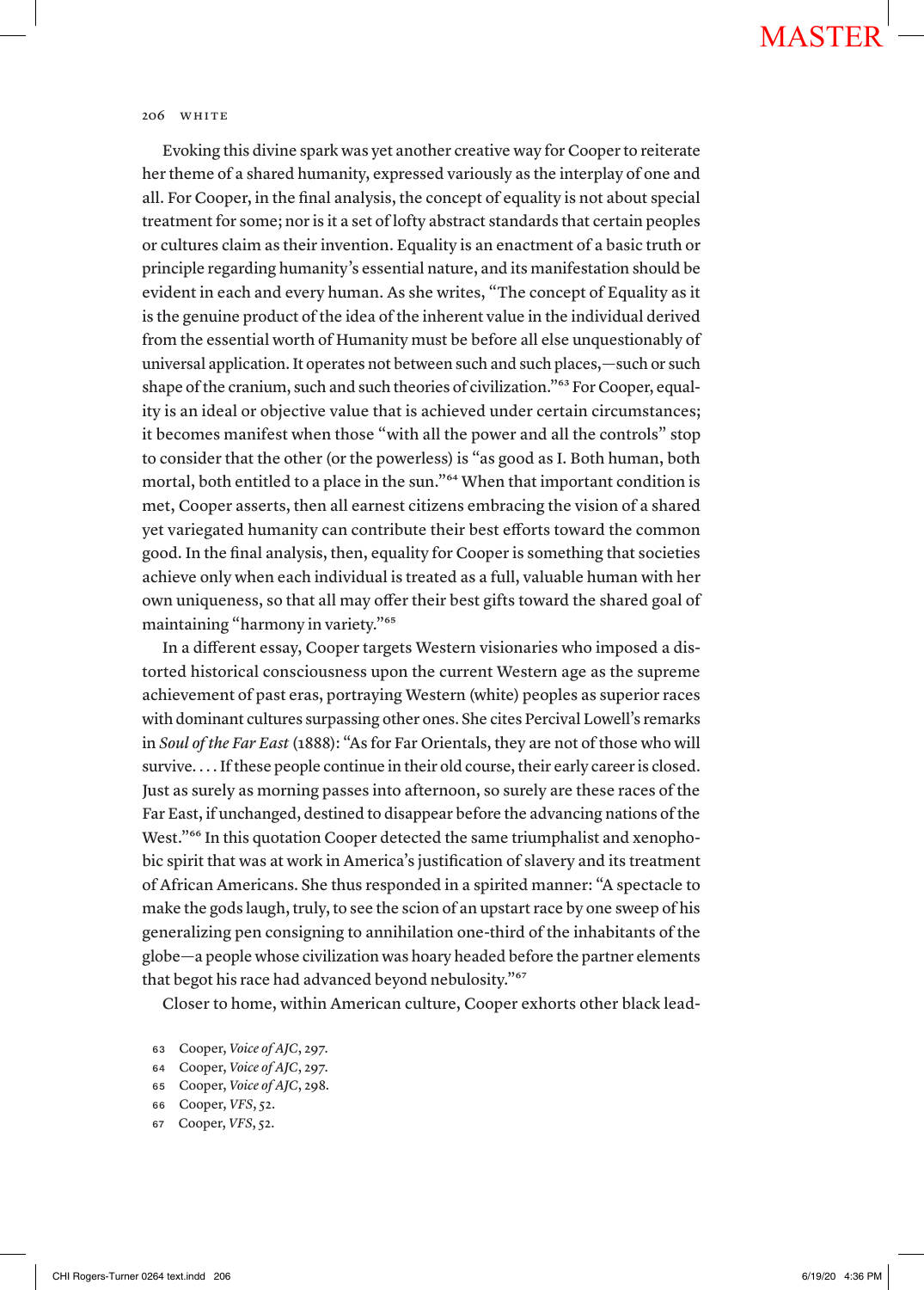Evoking this divine spark was yet another creative way for Cooper to reiterate her theme of a shared humanity, expressed variously as the interplay of one and all. For Cooper, in the final analysis, the concept of equality is not about special treatment for some; nor is it a set of lofty abstract standards that certain peoples or cultures claim as their invention. Equality is an enactment of a basic truth or principle regarding humanity's essential nature, and its manifestation should be evident in each and every human. As she writes, "The concept of Equality as it is the genuine product of the idea of the inherent value in the individual derived from the essential worth of Humanity must be before all else unquestionably of universal application. It operates not between such and such places,—such or such shape of the cranium, such and such theories of civilization."[63] For Cooper, equality is an ideal or objective value that is achieved under certain circumstances; it becomes manifest when those "with all the power and all the controls" stop to consider that the other (or the powerless) is "as good as I. Both human, both mortal, both entitled to a place in the sun."[64] When that important condition is met, Cooper asserts, then all earnest citizens embracing the vision of a shared yet variegated humanity can contribute their best efforts toward the common good. In the final analysis, then, equality for Cooper is something that societies achieve only when each individual is treated as a full, valuable human with her own uniqueness, so that all may offer their best gifts toward the shared goal of maintaining "harmony in variety."[65]

In a different essay, Cooper targets Western visionaries who imposed a distorted historical consciousness upon the current Western age as the supreme achievement of past eras, portraying Western (white) peoples as superior races with dominant cultures surpassing other ones. She cites Percival Lowell's remarks in *Soul of the Far East* (1888): "As for Far Orientals, they are not of those who will survive. . . . If these people continue in their old course, their early career is closed. Just as surely as morning passes into afternoon, so surely are these races of the Far East, if unchanged, destined to disappear before the advancing nations of the West."[66] In this quotation Cooper detected the same triumphalist and xenophobic spirit that was at work in America's justification of slavery and its treatment of African Americans. She thus responded in a spirited manner: "A spectacle to make the gods laugh, truly, to see the scion of an upstart race by one sweep of his generalizing pen consigning to annihilation one-third of the inhabitants of the globe—a people whose civilization was hoary headed before the partner elements that begot his race had advanced beyond nebulosity."[67]

Closer to home, within American culture, Cooper exhorts other black lead-

63 Cooper, *Voice of AJC*, 297.
64 Cooper, *Voice of AJC*, 297.
65 Cooper, *Voice of AJC*, 298.
66 Cooper, *VFS*, 52.
67 Cooper, *VFS*, 52.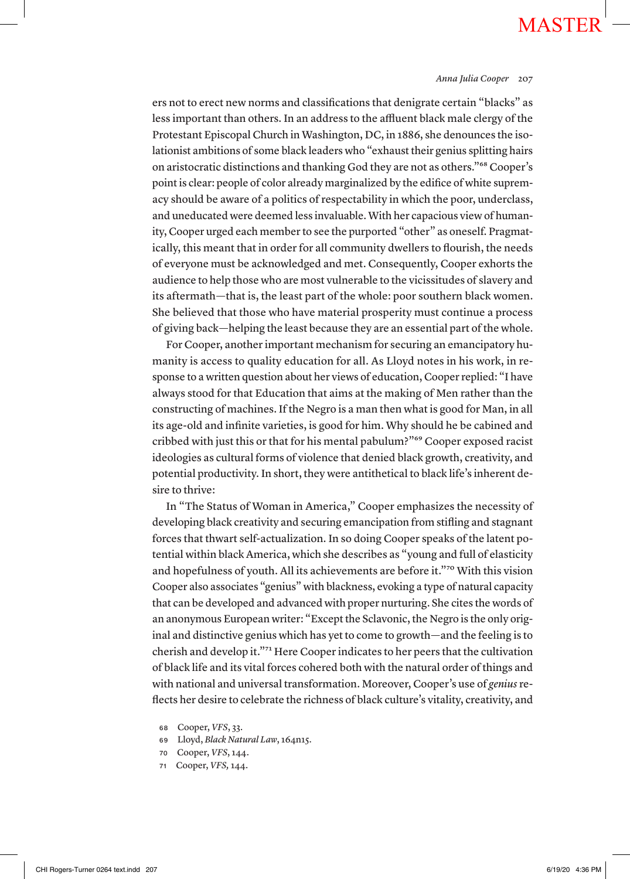ers not to erect new norms and classifications that denigrate certain "blacks" as less important than others. In an address to the affluent black male clergy of the Protestant Episcopal Church in Washington, DC, in 1886, she denounces the isolationist ambitions of some black leaders who "exhaust their genius splitting hairs on aristocratic distinctions and thanking God they are not as others."[68] Cooper's point is clear: people of color already marginalized by the edifice of white supremacy should be aware of a politics of respectability in which the poor, underclass, and uneducated were deemed less invaluable. With her capacious view of humanity, Cooper urged each member to see the purported "other" as oneself. Pragmatically, this meant that in order for all community dwellers to flourish, the needs of everyone must be acknowledged and met. Consequently, Cooper exhorts the audience to help those who are most vulnerable to the vicissitudes of slavery and its aftermath—that is, the least part of the whole: poor southern black women. She believed that those who have material prosperity must continue a process of giving back—helping the least because they are an essential part of the whole.

For Cooper, another important mechanism for securing an emancipatory humanity is access to quality education for all. As Lloyd notes in his work, in response to a written question about her views of education, Cooper replied: "I have always stood for that Education that aims at the making of Men rather than the constructing of machines. If the Negro is a man then what is good for Man, in all its age-old and infinite varieties, is good for him. Why should he be cabined and cribbed with just this or that for his mental pabulum?"[69] Cooper exposed racist ideologies as cultural forms of violence that denied black growth, creativity, and potential productivity. In short, they were antithetical to black life's inherent desire to thrive:

In "The Status of Woman in America," Cooper emphasizes the necessity of developing black creativity and securing emancipation from stifling and stagnant forces that thwart self-actualization. In so doing Cooper speaks of the latent potential within black America, which she describes as "young and full of elasticity and hopefulness of youth. All its achievements are before it."[70] With this vision Cooper also associates "genius" with blackness, evoking a type of natural capacity that can be developed and advanced with proper nurturing. She cites the words of an anonymous European writer: "Except the Sclavonic, the Negro is the only original and distinctive genius which has yet to come to growth—and the feeling is to cherish and develop it."[71] Here Cooper indicates to her peers that the cultivation of black life and its vital forces cohered both with the natural order of things and with national and universal transformation. Moreover, Cooper's use of *genius* reflects her desire to celebrate the richness of black culture's vitality, creativity, and

68 Cooper, *VFS*, 33.
69 Lloyd, *Black Natural Law*, 164n15.
70 Cooper, *VFS*, 144.
71 Cooper, *VFS*, 144.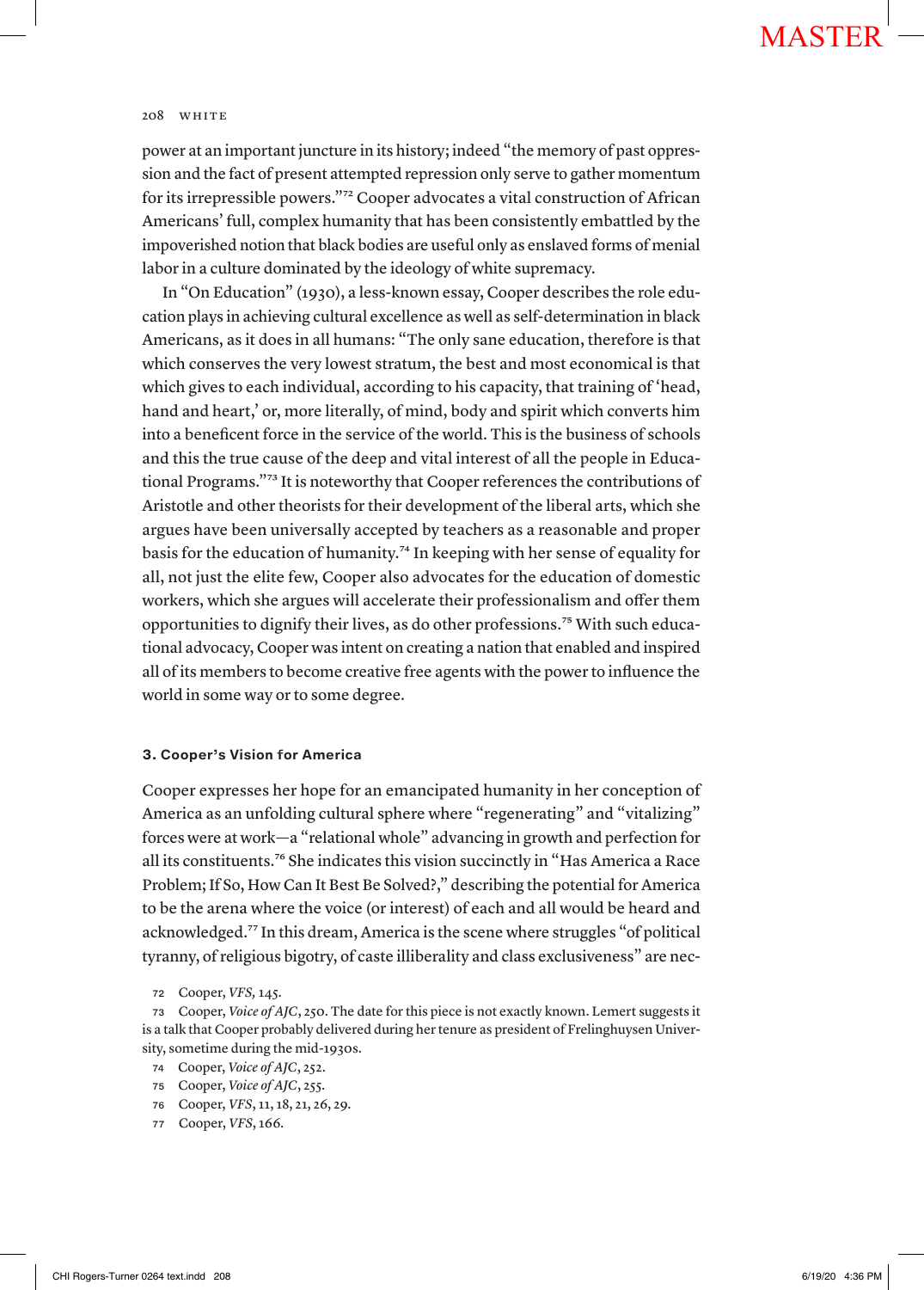power at an important juncture in its history; indeed "the memory of past oppression and the fact of present attempted repression only serve to gather momentum for its irrepressible powers."[72] Cooper advocates a vital construction of African Americans' full, complex humanity that has been consistently embattled by the impoverished notion that black bodies are useful only as enslaved forms of menial labor in a culture dominated by the ideology of white supremacy.

In "On Education" (1930), a less-known essay, Cooper describes the role education plays in achieving cultural excellence as well as self-determination in black Americans, as it does in all humans: "The only sane education, therefore is that which conserves the very lowest stratum, the best and most economical is that which gives to each individual, according to his capacity, that training of 'head, hand and heart,' or, more literally, of mind, body and spirit which converts him into a beneficent force in the service of the world. This is the business of schools and this the true cause of the deep and vital interest of all the people in Educational Programs."[73] It is noteworthy that Cooper references the contributions of Aristotle and other theorists for their development of the liberal arts, which she argues have been universally accepted by teachers as a reasonable and proper basis for the education of humanity.[74] In keeping with her sense of equality for all, not just the elite few, Cooper also advocates for the education of domestic workers, which she argues will accelerate their professionalism and offer them opportunities to dignify their lives, as do other professions.[75] With such educational advocacy, Cooper was intent on creating a nation that enabled and inspired all of its members to become creative free agents with the power to influence the world in some way or to some degree.

### 3. Cooper's Vision for America

Cooper expresses her hope for an emancipated humanity in her conception of America as an unfolding cultural sphere where "regenerating" and "vitalizing" forces were at work—a "relational whole" advancing in growth and perfection for all its constituents.[76] She indicates this vision succinctly in "Has America a Race Problem; If So, How Can It Best Be Solved?," describing the potential for America to be the arena where the voice (or interest) of each and all would be heard and acknowledged.[77] In this dream, America is the scene where struggles "of political tyranny, of religious bigotry, of caste illiberality and class exclusiveness" are nec-

72 Cooper, *VFS,* 145.

73 Cooper, *Voice of AJC*, 250. The date for this piece is not exactly known. Lemert suggests it is a talk that Cooper probably delivered during her tenure as president of Frelinghuysen University, sometime during the mid-1930s.

74 Cooper, *Voice of AJC*, 252.

75 Cooper, *Voice of AJC*, 255.

76 Cooper, *VFS*, 11, 18, 21, 26, 29.

77 Cooper, *VFS*, 166.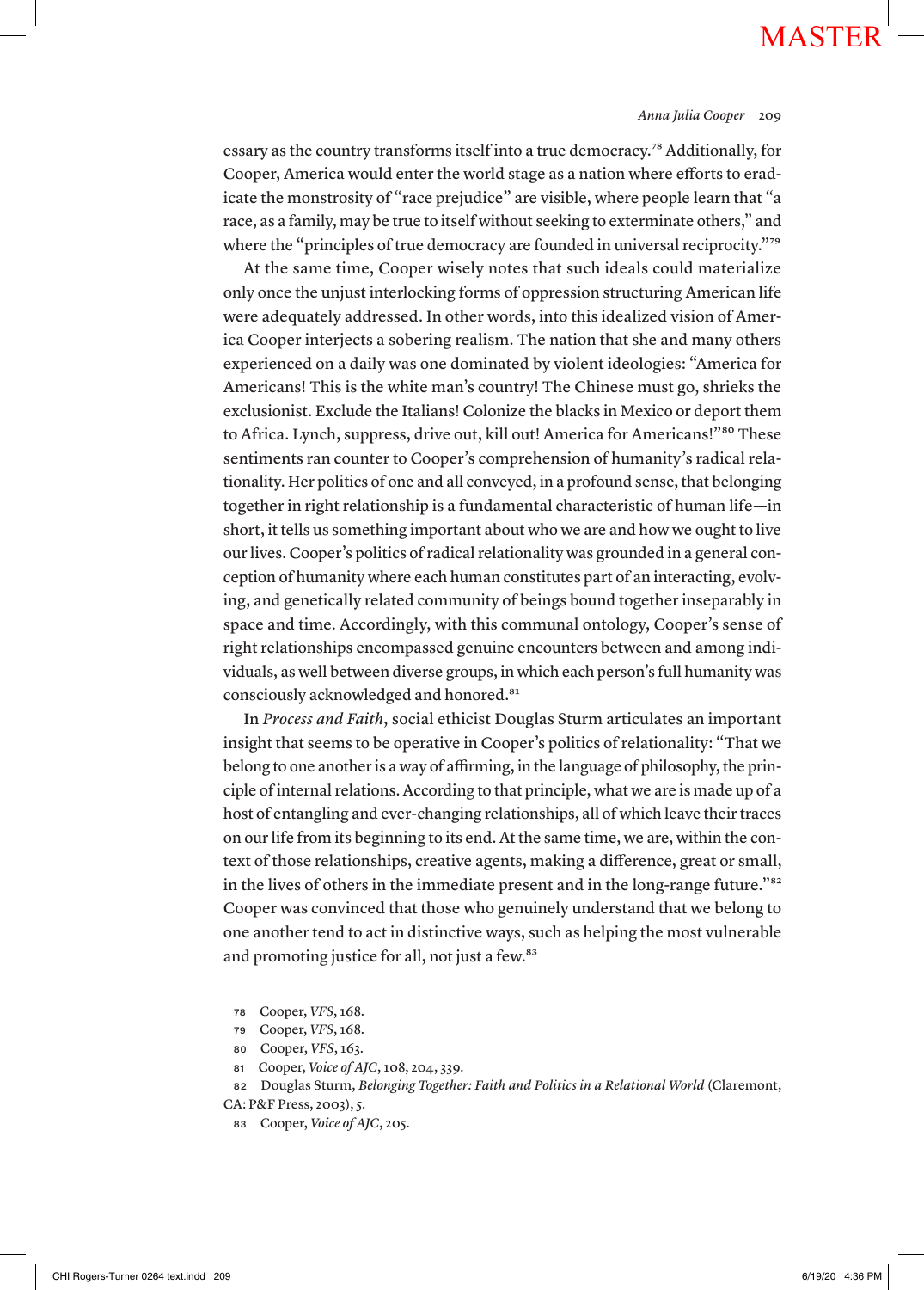essay as the country transforms itself into a true democracy.[78] Additionally, for Cooper, America would enter the world stage as a nation where efforts to eradicate the monstrosity of "race prejudice" are visible, where people learn that "a race, as a family, may be true to itself without seeking to exterminate others," and where the "principles of true democracy are founded in universal reciprocity."[79]

At the same time, Cooper wisely notes that such ideals could materialize only once the unjust interlocking forms of oppression structuring American life were adequately addressed. In other words, into this idealized vision of America Cooper interjects a sobering realism. The nation that she and many others experienced on a daily was one dominated by violent ideologies: "America for Americans! This is the white man's country! The Chinese must go, shrieks the exclusionist. Exclude the Italians! Colonize the blacks in Mexico or deport them to Africa. Lynch, suppress, drive out, kill out! America for Americans!"[80] These sentiments ran counter to Cooper's comprehension of humanity's radical relationality. Her politics of one and all conveyed, in a profound sense, that belonging together in right relationship is a fundamental characteristic of human life—in short, it tells us something important about who we are and how we ought to live our lives. Cooper's politics of radical relationality was grounded in a general conception of humanity where each human constitutes part of an interacting, evolving, and genetically related community of beings bound together inseparably in space and time. Accordingly, with this communal ontology, Cooper's sense of right relationships encompassed genuine encounters between and among individuals, as well between diverse groups, in which each person's full humanity was consciously acknowledged and honored.[81]

In *Process and Faith*, social ethicist Douglas Sturm articulates an important insight that seems to be operative in Cooper's politics of relationality: "That we belong to one another is a way of affirming, in the language of philosophy, the principle of internal relations. According to that principle, what we are is made up of a host of entangling and ever-changing relationships, all of which leave their traces on our life from its beginning to its end. At the same time, we are, within the context of those relationships, creative agents, making a difference, great or small, in the lives of others in the immediate present and in the long-range future."[82] Cooper was convinced that those who genuinely understand that we belong to one another tend to act in distinctive ways, such as helping the most vulnerable and promoting justice for all, not just a few.[83]

78 Cooper, *VFS*, 168.

79 Cooper, *VFS*, 168.

80 Cooper, *VFS*, 163.

81 Cooper, *Voice of AJC*, 108, 204, 339.

82 Douglas Sturm, *Belonging Together: Faith and Politics in a Relational World* (Claremont, CA: P&F Press, 2003), 5.

83 Cooper, *Voice of AJC*, 205.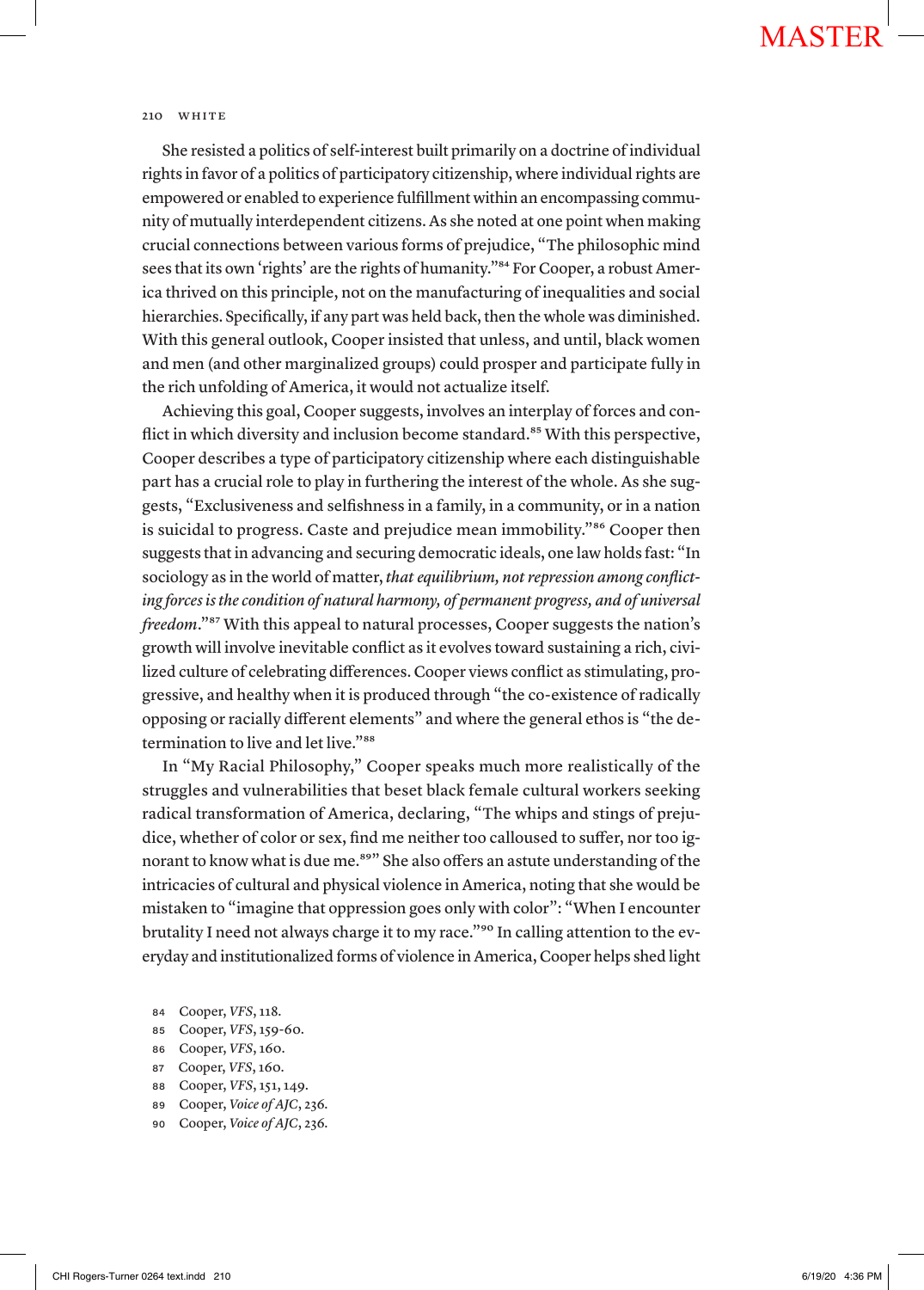She resisted a politics of self-interest built primarily on a doctrine of individual rights in favor of a politics of participatory citizenship, where individual rights are empowered or enabled to experience fulfillment within an encompassing community of mutually interdependent citizens. As she noted at one point when making crucial connections between various forms of prejudice, "The philosophic mind sees that its own 'rights' are the rights of humanity."[84] For Cooper, a robust America thrived on this principle, not on the manufacturing of inequalities and social hierarchies. Specifically, if any part was held back, then the whole was diminished. With this general outlook, Cooper insisted that unless, and until, black women and men (and other marginalized groups) could prosper and participate fully in the rich unfolding of America, it would not actualize itself.

Achieving this goal, Cooper suggests, involves an interplay of forces and conflict in which diversity and inclusion become standard.[85] With this perspective, Cooper describes a type of participatory citizenship where each distinguishable part has a crucial role to play in furthering the interest of the whole. As she suggests, "Exclusiveness and selfishness in a family, in a community, or in a nation is suicidal to progress. Caste and prejudice mean immobility."[86] Cooper then suggests that in advancing and securing democratic ideals, one law holds fast: "In sociology as in the world of matter, *that equilibrium, not repression among conflicting forces is the condition of natural harmony, of permanent progress, and of universal freedom*."[87] With this appeal to natural processes, Cooper suggests the nation's growth will involve inevitable conflict as it evolves toward sustaining a rich, civilized culture of celebrating differences. Cooper views conflict as stimulating, progressive, and healthy when it is produced through "the co-existence of radically opposing or racially different elements" and where the general ethos is "the determination to live and let live."[88]

In "My Racial Philosophy," Cooper speaks much more realistically of the struggles and vulnerabilities that beset black female cultural workers seeking radical transformation of America, declaring, "The whips and stings of prejudice, whether of color or sex, find me neither too calloused to suffer, nor too ignorant to know what is due me.[89]" She also offers an astute understanding of the intricacies of cultural and physical violence in America, noting that she would be mistaken to "imagine that oppression goes only with color": "When I encounter brutality I need not always charge it to my race."[90] In calling attention to the everyday and institutionalized forms of violence in America, Cooper helps shed light

84 Cooper, *VFS*, 118.
85 Cooper, *VFS*, 159-60.
86 Cooper, *VFS*, 160.
87 Cooper, *VFS*, 160.
88 Cooper, *VFS*, 151, 149.
89 Cooper, *Voice of AJC*, 236.
90 Cooper, *Voice of AJC*, 236.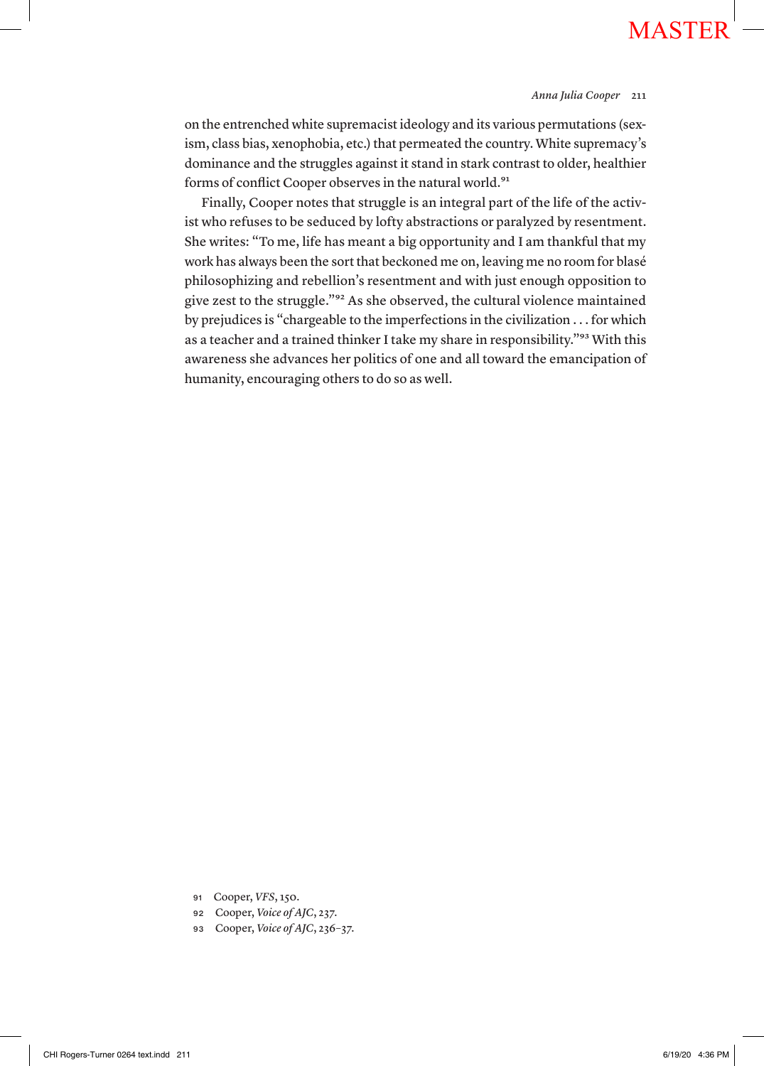on the entrenched white supremacist ideology and its various permutations (sexism, class bias, xenophobia, etc.) that permeated the country. White supremacy's dominance and the struggles against it stand in stark contrast to older, healthier forms of conflict Cooper observes in the natural world.[91]

Finally, Cooper notes that struggle is an integral part of the life of the activist who refuses to be seduced by lofty abstractions or paralyzed by resentment. She writes: "To me, life has meant a big opportunity and I am thankful that my work has always been the sort that beckoned me on, leaving me no room for blasé philosophizing and rebellion's resentment and with just enough opposition to give zest to the struggle."[92] As she observed, the cultural violence maintained by prejudices is "chargeable to the imperfections in the civilization . . . for which as a teacher and a trained thinker I take my share in responsibility."[93] With this awareness she advances her politics of one and all toward the emancipation of humanity, encouraging others to do so as well.

91 Cooper, *VFS*, 150.

92 Cooper, *Voice of AJC*, 237.

93 Cooper, *Voice of AJC*, 236–37.